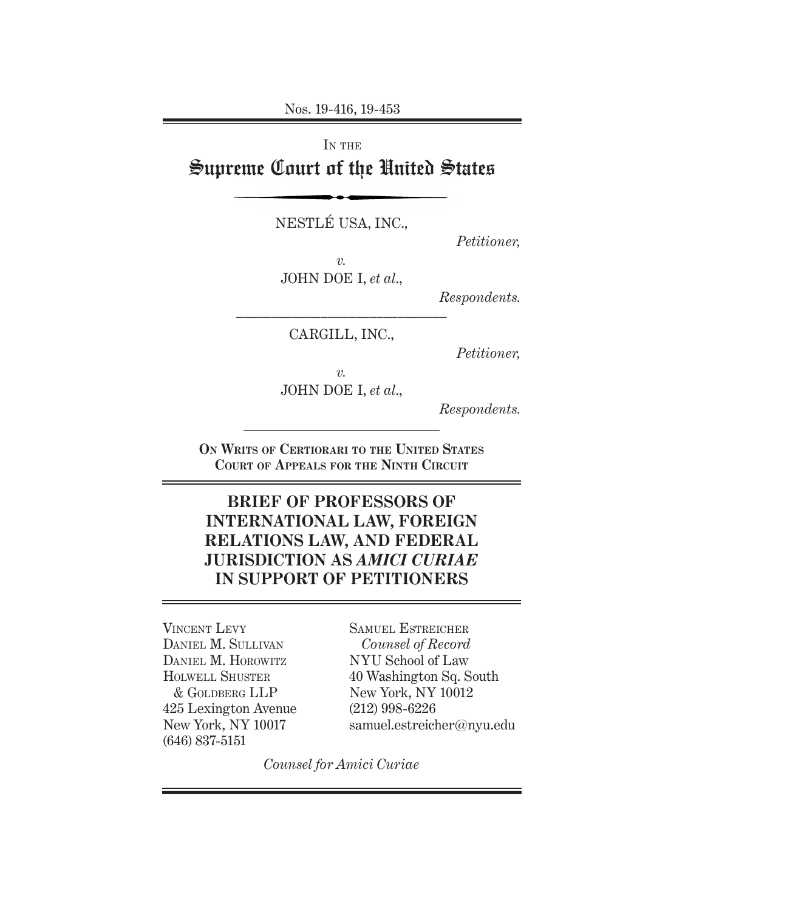Nos. 19-416, 19-453

IN THE

# Supreme Court of the United States

NESTLÉ USA, INC.,

*Petitioner,*

*v.*

JOHN DOE I, *et al.*,

*Respondents.*

---

CARGILL, INC.,

*Petitioner,*

*v.*

JOHN DOE I, *et al.*,

*Respondents.*

---

**ON WRITS OF CERTIORARI TO THE UNITED STATES COURT OF APPEALS FOR THE NINTH CIRCUIT**

## BRIEF OF PROFESSORS OF INTERNATIONAL LAW, FOREIGN RELATIONS LAW, AND FEDERAL JURISDICTION AS *AMICI CURIAE* IN SUPPORT OF PETITIONERS

VINCENT LEVY
DANIEL M. SULLIVAN
DANIEL M. HOROWITZ
HOLWELL SHUSTER & GOLDBERG LLP
425 Lexington Avenue
New York, NY 10017
(646) 837-5151

SAMUEL ESTREICHER
*Counsel of Record*
NYU School of Law
40 Washington Sq. South
New York, NY 10012
(212) 998-6226
samuel.estreicher@nyu.edu

*Counsel for Amici Curiae*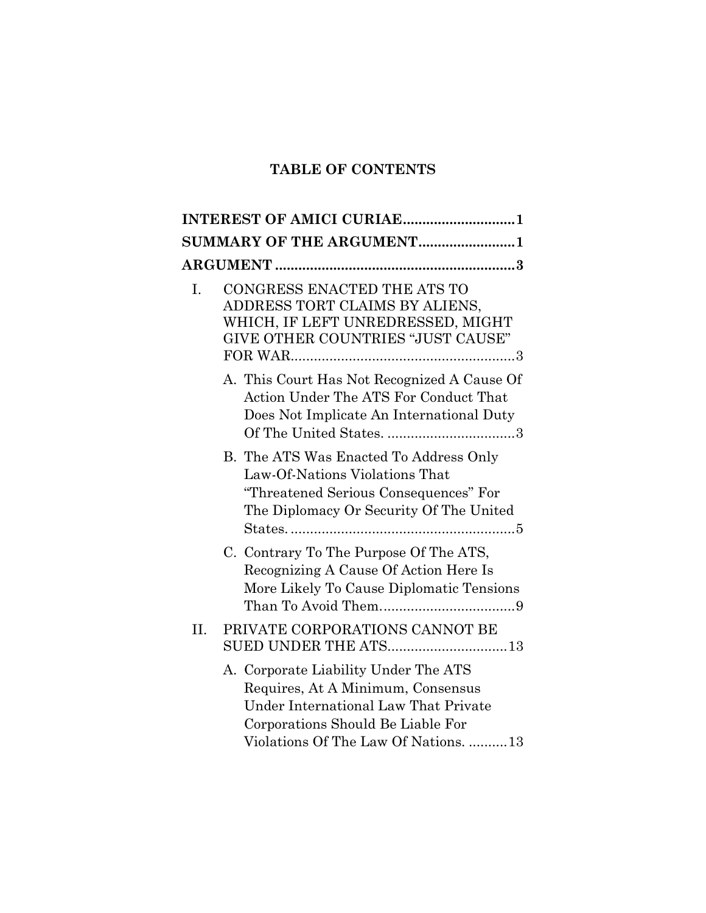# TABLE OF CONTENTS

**INTEREST OF AMICI CURIAE** ............................ **1**

**SUMMARY OF THE ARGUMENT** ........................ **1**

**ARGUMENT** ............................................................ **3**

I. CONGRESS ENACTED THE ATS TO ADDRESS TORT CLAIMS BY ALIENS, WHICH, IF LEFT UNREDRESSED, MIGHT GIVE OTHER COUNTRIES "JUST CAUSE" FOR WAR ......................................................... 3

   A. This Court Has Not Recognized A Cause Of Action Under The ATS For Conduct That Does Not Implicate An International Duty Of The United States. ................................ 3

   B. The ATS Was Enacted To Address Only Law-Of-Nations Violations That "Threatened Serious Consequences" For The Diplomacy Or Security Of The United States. ......................................................... 5

   C. Contrary To The Purpose Of The ATS, Recognizing A Cause Of Action Here Is More Likely To Cause Diplomatic Tensions Than To Avoid Them .................................. 9

II. PRIVATE CORPORATIONS CANNOT BE SUED UNDER THE ATS .............................. 13

   A. Corporate Liability Under The ATS Requires, At A Minimum, Consensus Under International Law That Private Corporations Should Be Liable For Violations Of The Law Of Nations. .......... 13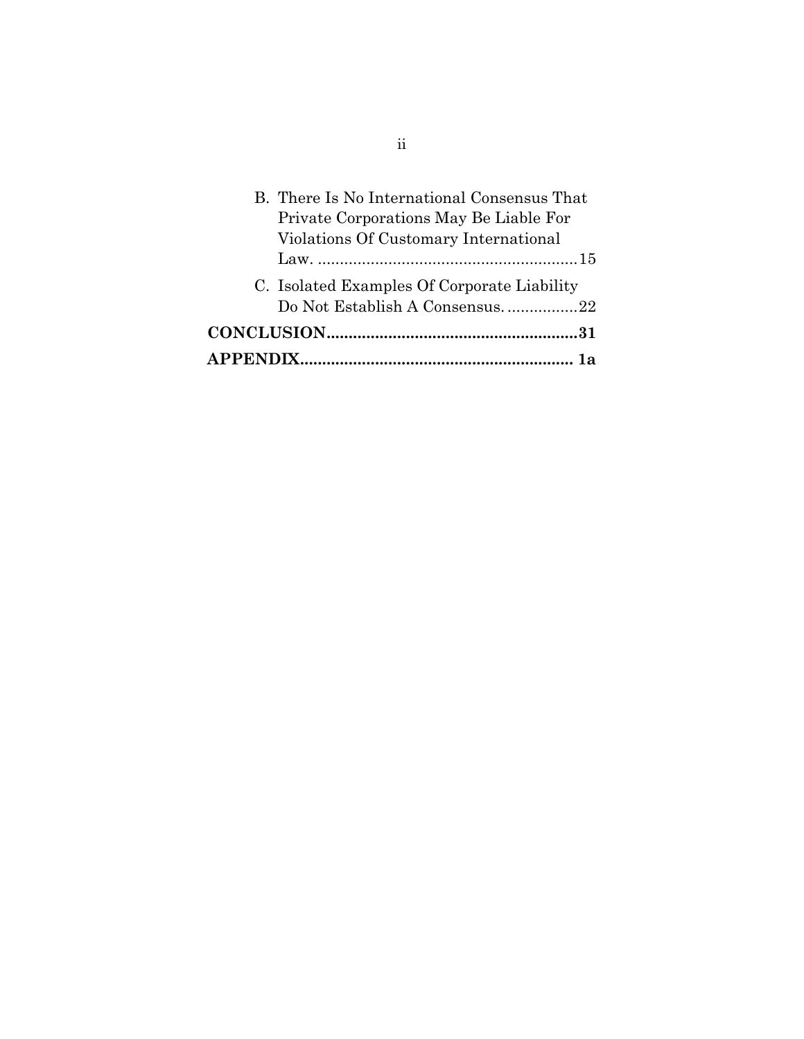B. There Is No International Consensus That Private Corporations May Be Liable For Violations Of Customary International Law. ........................................................... 15

C. Isolated Examples Of Corporate Liability Do Not Establish A Consensus. ................ 22

**CONCLUSION......................................................... 31**

**APPENDIX............................................................. 1a**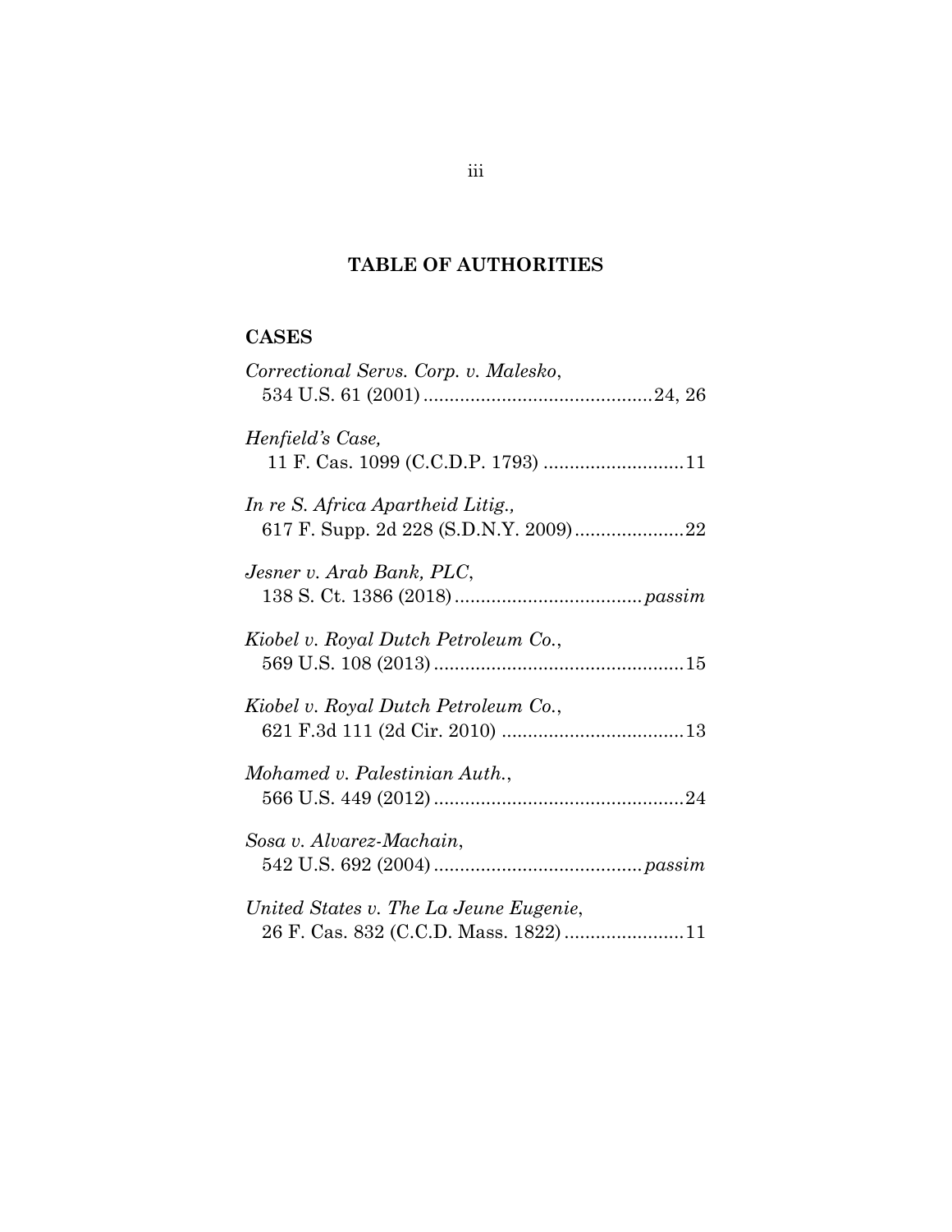# TABLE OF AUTHORITIES

## CASES

*Correctional Servs. Corp. v. Malesko*,
534 U.S. 61 (2001) ............................................24, 26

*Henfield's Case,*
11 F. Cas. 1099 (C.C.D.P. 1793) ...........................11

*In re S. Africa Apartheid Litig.,*
617 F. Supp. 2d 228 (S.D.N.Y. 2009).....................22

*Jesner v. Arab Bank, PLC*,
138 S. Ct. 1386 (2018)....................................*passim*

*Kiobel v. Royal Dutch Petroleum Co.*,
569 U.S. 108 (2013)................................................15

*Kiobel v. Royal Dutch Petroleum Co.*,
621 F.3d 111 (2d Cir. 2010) ...................................13

*Mohamed v. Palestinian Auth.*,
566 U.S. 449 (2012)................................................24

*Sosa v. Alvarez-Machain*,
542 U.S. 692 (2004)........................................*passim*

*United States v. The La Jeune Eugenie*,
26 F. Cas. 832 (C.C.D. Mass. 1822).......................11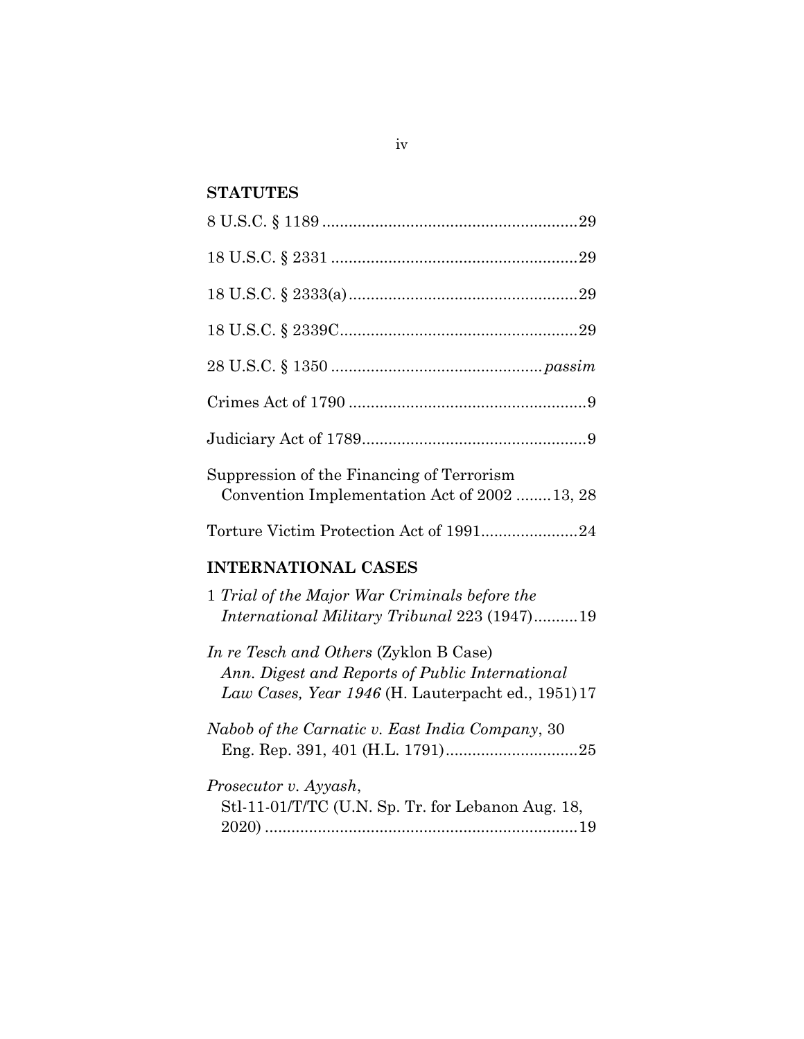## STATUTES

8 U.S.C. § 1189 ......................................................... 29

18 U.S.C. § 2331 ....................................................... 29

18 U.S.C. § 2333(a) .................................................... 29

18 U.S.C. § 2339C ..................................................... 29

28 U.S.C. § 1350 ............................................... *passim*

Crimes Act of 1790 ..................................................... 9

Judiciary Act of 1789 .................................................. 9

Suppression of the Financing of Terrorism Convention Implementation Act of 2002 ........ 13, 28

Torture Victim Protection Act of 1991 ...................... 24

## INTERNATIONAL CASES

1 *Trial of the Major War Criminals before the International Military Tribunal* 223 (1947) .......... 19

*In re Tesch and Others* (Zyklon B Case) *Ann. Digest and Reports of Public International Law Cases, Year 1946* (H. Lauterpacht ed., 1951) 17

*Nabob of the Carnatic v. East India Company*, 30 Eng. Rep. 391, 401 (H.L. 1791) .............................. 25

*Prosecutor v. Ayyash*, Stl-11-01/T/TC (U.N. Sp. Tr. for Lebanon Aug. 18, 2020) ....................................................................... 19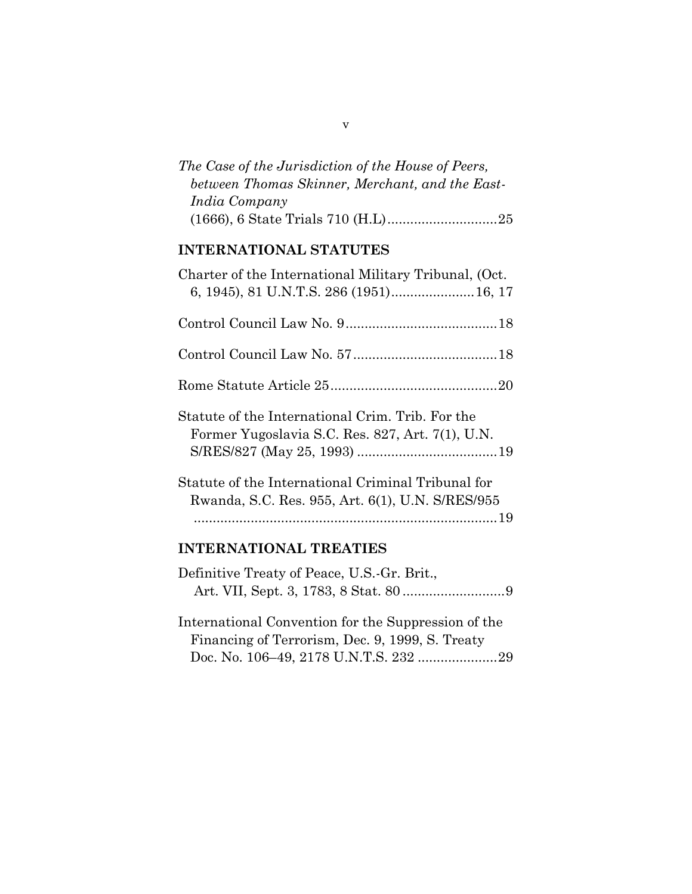*The Case of the Jurisdiction of the House of Peers, between Thomas Skinner, Merchant, and the East-India Company*
(1666), 6 State Trials 710 (H.L)............................25

## INTERNATIONAL STATUTES

Charter of the International Military Tribunal, (Oct. 6, 1945), 81 U.N.T.S. 286 (1951)......................16, 17

Control Council Law No. 9........................................18

Control Council Law No. 57......................................18

Rome Statute Article 25............................................20

Statute of the International Crim. Trib. For the Former Yugoslavia S.C. Res. 827, Art. 7(1), U.N. S/RES/827 (May 25, 1993) .....................................19

Statute of the International Criminal Tribunal for Rwanda, S.C. Res. 955, Art. 6(1), U.N. S/RES/955 ...............................................................................19

## INTERNATIONAL TREATIES

Definitive Treaty of Peace, U.S.-Gr. Brit., Art. VII, Sept. 3, 1783, 8 Stat. 80 ...........................9

International Convention for the Suppression of the Financing of Terrorism, Dec. 9, 1999, S. Treaty Doc. No. 106–49, 2178 U.N.T.S. 232 .....................29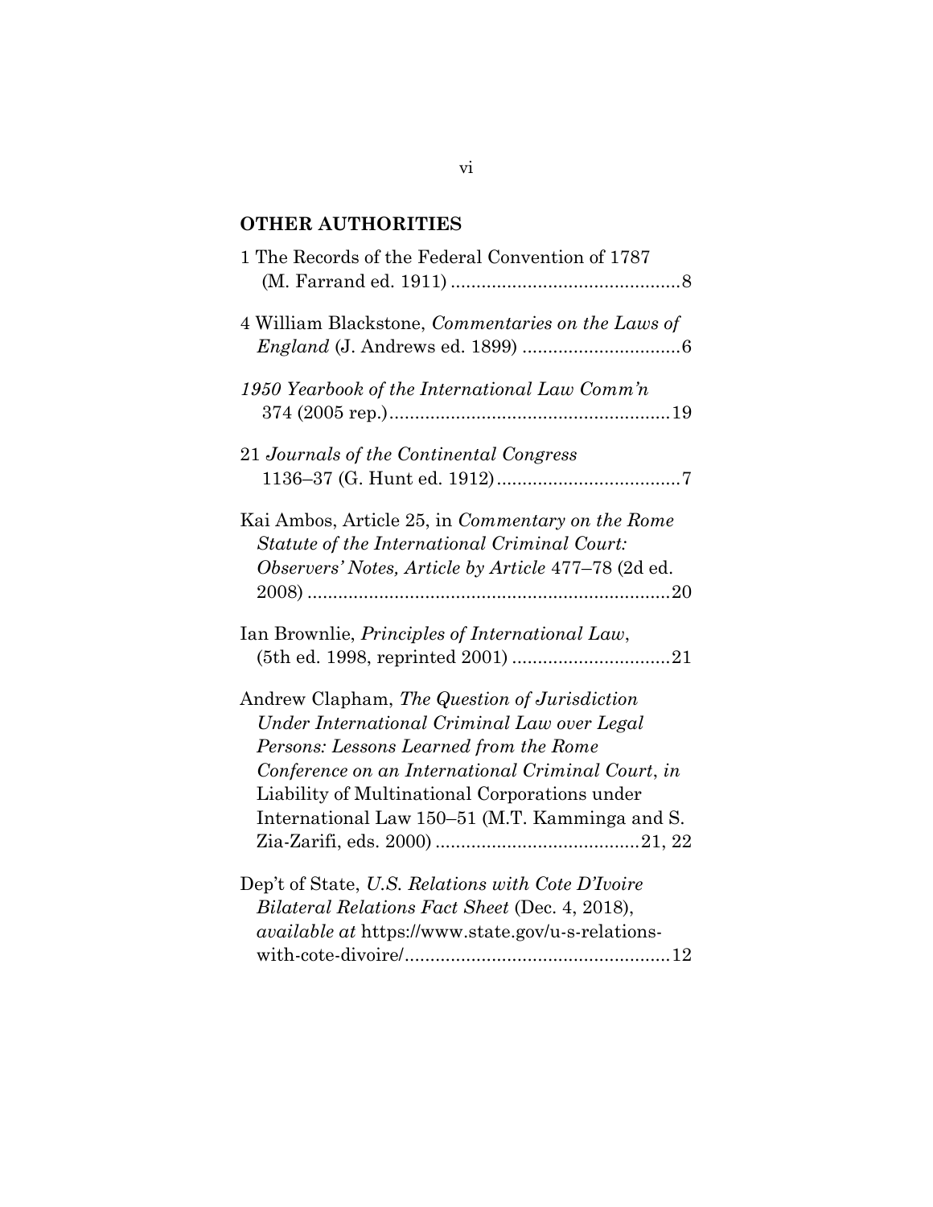## OTHER AUTHORITIES

1 The Records of the Federal Convention of 1787 (M. Farrand ed. 1911) .............................................8

4 William Blackstone, *Commentaries on the Laws of England* (J. Andrews ed. 1899) ...............................6

*1950 Yearbook of the International Law Comm'n* 374 (2005 rep.).......................................................19

21 *Journals of the Continental Congress* 1136–37 (G. Hunt ed. 1912)....................................7

Kai Ambos, Article 25, in *Commentary on the Rome Statute of the International Criminal Court: Observers' Notes, Article by Article* 477–78 (2d ed. 2008) .......................................................................20

Ian Brownlie, *Principles of International Law*, (5th ed. 1998, reprinted 2001) ...............................21

Andrew Clapham, *The Question of Jurisdiction Under International Criminal Law over Legal Persons: Lessons Learned from the Rome Conference on an International Criminal Court*, *in* Liability of Multinational Corporations under International Law 150–51 (M.T. Kamminga and S. Zia-Zarifi, eds. 2000) ........................................21, 22

Dep't of State, *U.S. Relations with Cote D'Ivoire Bilateral Relations Fact Sheet* (Dec. 4, 2018), *available at* https://www.state.gov/u-s-relations-with-cote-divoire/....................................................12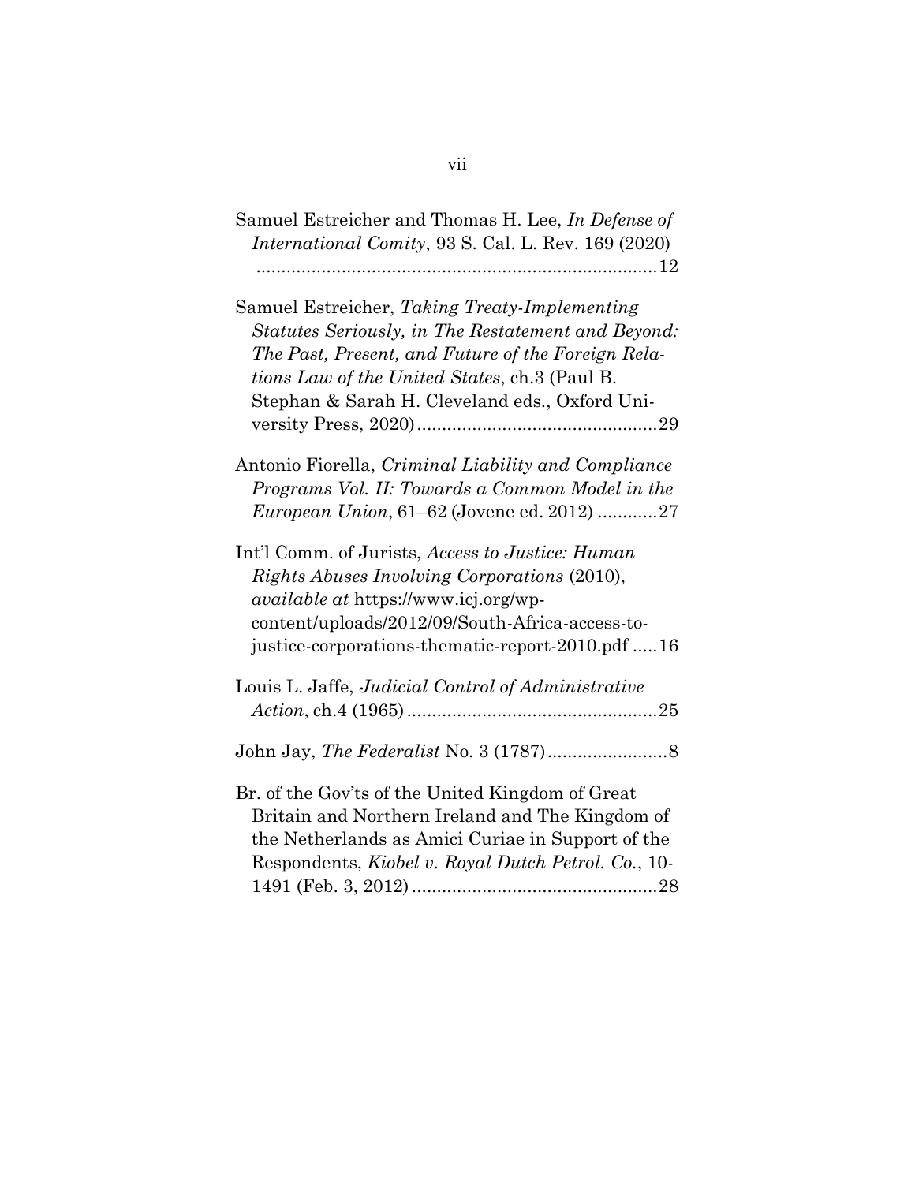Samuel Estreicher and Thomas H. Lee, *In Defense of International Comity*, 93 S. Cal. L. Rev. 169 (2020) ................................................................................12

Samuel Estreicher, *Taking Treaty-Implementing Statutes Seriously, in The Restatement and Beyond: The Past, Present, and Future of the Foreign Relations Law of the United States*, ch.3 (Paul B. Stephan & Sarah H. Cleveland eds., Oxford University Press, 2020)................................................29

Antonio Fiorella, *Criminal Liability and Compliance Programs Vol. II: Towards a Common Model in the European Union*, 61–62 (Jovene ed. 2012) ............27

Int'l Comm. of Jurists, *Access to Justice: Human Rights Abuses Involving Corporations* (2010), *available at* https://www.icj.org/wp-content/uploads/2012/09/South-Africa-access-to-justice-corporations-thematic-report-2010.pdf .....16

Louis L. Jaffe, *Judicial Control of Administrative Action*, ch.4 (1965)..................................................25

John Jay, *The Federalist* No. 3 (1787)........................8

Br. of the Gov'ts of the United Kingdom of Great Britain and Northern Ireland and The Kingdom of the Netherlands as Amici Curiae in Support of the Respondents, *Kiobel v. Royal Dutch Petrol. Co.*, 10-1491 (Feb. 3, 2012)..................................................28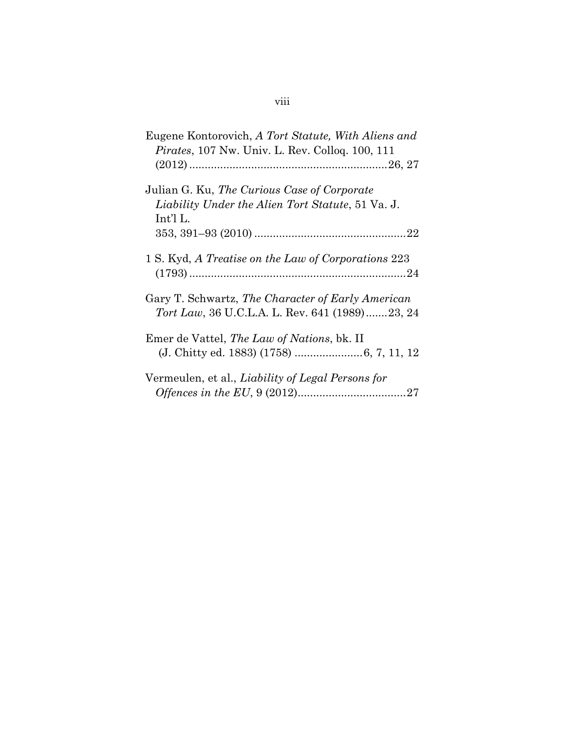Eugene Kontorovich, *A Tort Statute, With Aliens and Pirates*, 107 Nw. Univ. L. Rev. Colloq. 100, 111 (2012) ................................................................26, 27

Julian G. Ku, *The Curious Case of Corporate Liability Under the Alien Tort Statute*, 51 Va. J. Int'l L. 353, 391–93 (2010) .................................................22

1 S. Kyd, *A Treatise on the Law of Corporations* 223 (1793) ......................................................................24

Gary T. Schwartz, *The Character of Early American Tort Law*, 36 U.C.L.A. L. Rev. 641 (1989).......23, 24

Emer de Vattel, *The Law of Nations*, bk. II (J. Chitty ed. 1883) (1758) ......................6, 7, 11, 12

Vermeulen, et al., *Liability of Legal Persons for Offences in the EU*, 9 (2012)...................................27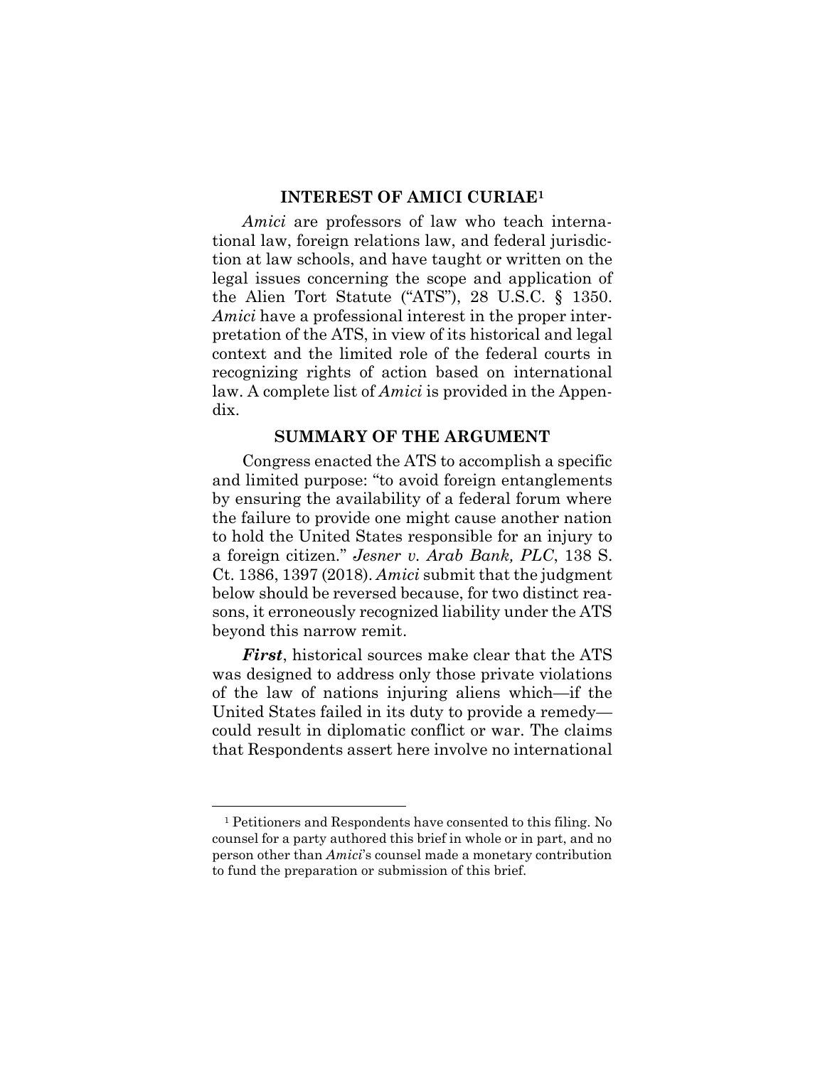## INTEREST OF AMICI CURIAE[1]

*Amici* are professors of law who teach international law, foreign relations law, and federal jurisdiction at law schools, and have taught or written on the legal issues concerning the scope and application of the Alien Tort Statute ("ATS"), 28 U.S.C. § 1350. *Amici* have a professional interest in the proper interpretation of the ATS, in view of its historical and legal context and the limited role of the federal courts in recognizing rights of action based on international law. A complete list of *Amici* is provided in the Appendix.

## SUMMARY OF THE ARGUMENT

Congress enacted the ATS to accomplish a specific and limited purpose: "to avoid foreign entanglements by ensuring the availability of a federal forum where the failure to provide one might cause another nation to hold the United States responsible for an injury to a foreign citizen." *Jesner v. Arab Bank, PLC*, 138 S. Ct. 1386, 1397 (2018). *Amici* submit that the judgment below should be reversed because, for two distinct reasons, it erroneously recognized liability under the ATS beyond this narrow remit.

***First***, historical sources make clear that the ATS was designed to address only those private violations of the law of nations injuring aliens which—if the United States failed in its duty to provide a remedy—could result in diplomatic conflict or war. The claims that Respondents assert here involve no international

---

[1] Petitioners and Respondents have consented to this filing. No counsel for a party authored this brief in whole or in part, and no person other than *Amici*'s counsel made a monetary contribution to fund the preparation or submission of this brief.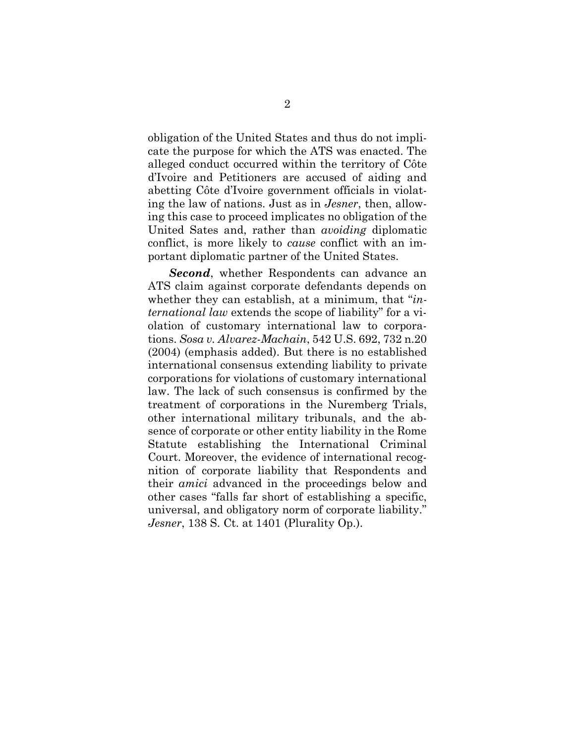obligation of the United States and thus do not implicate the purpose for which the ATS was enacted. The alleged conduct occurred within the territory of Côte d'Ivoire and Petitioners are accused of aiding and abetting Côte d'Ivoire government officials in violating the law of nations. Just as in *Jesner*, then, allowing this case to proceed implicates no obligation of the United Sates and, rather than *avoiding* diplomatic conflict, is more likely to *cause* conflict with an important diplomatic partner of the United States.

***Second***, whether Respondents can advance an ATS claim against corporate defendants depends on whether they can establish, at a minimum, that "*international law* extends the scope of liability" for a violation of customary international law to corporations. *Sosa v. Alvarez-Machain*, 542 U.S. 692, 732 n.20 (2004) (emphasis added). But there is no established international consensus extending liability to private corporations for violations of customary international law. The lack of such consensus is confirmed by the treatment of corporations in the Nuremberg Trials, other international military tribunals, and the absence of corporate or other entity liability in the Rome Statute establishing the International Criminal Court. Moreover, the evidence of international recognition of corporate liability that Respondents and their *amici* advanced in the proceedings below and other cases "falls far short of establishing a specific, universal, and obligatory norm of corporate liability." *Jesner*, 138 S. Ct. at 1401 (Plurality Op.).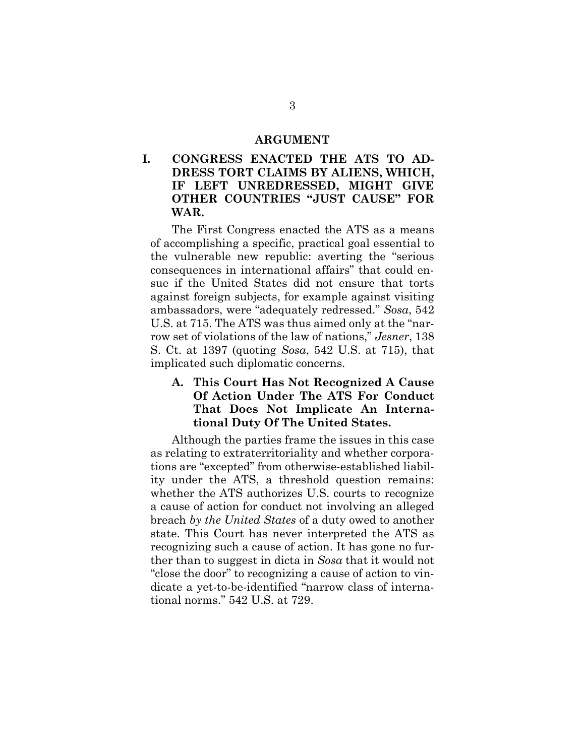## ARGUMENT

### I. CONGRESS ENACTED THE ATS TO ADDRESS TORT CLAIMS BY ALIENS, WHICH, IF LEFT UNREDRESSED, MIGHT GIVE OTHER COUNTRIES "JUST CAUSE" FOR WAR.

The First Congress enacted the ATS as a means of accomplishing a specific, practical goal essential to the vulnerable new republic: averting the "serious consequences in international affairs" that could ensue if the United States did not ensure that torts against foreign subjects, for example against visiting ambassadors, were "adequately redressed." *Sosa*, 542 U.S. at 715. The ATS was thus aimed only at the "narrow set of violations of the law of nations," *Jesner*, 138 S. Ct. at 1397 (quoting *Sosa*, 542 U.S. at 715), that implicated such diplomatic concerns.

#### A. This Court Has Not Recognized A Cause Of Action Under The ATS For Conduct That Does Not Implicate An International Duty Of The United States.

Although the parties frame the issues in this case as relating to extraterritoriality and whether corporations are "excepted" from otherwise-established liability under the ATS, a threshold question remains: whether the ATS authorizes U.S. courts to recognize a cause of action for conduct not involving an alleged breach *by the United States* of a duty owed to another state. This Court has never interpreted the ATS as recognizing such a cause of action. It has gone no further than to suggest in dicta in *Sosa* that it would not "close the door" to recognizing a cause of action to vindicate a yet-to-be-identified "narrow class of international norms." 542 U.S. at 729.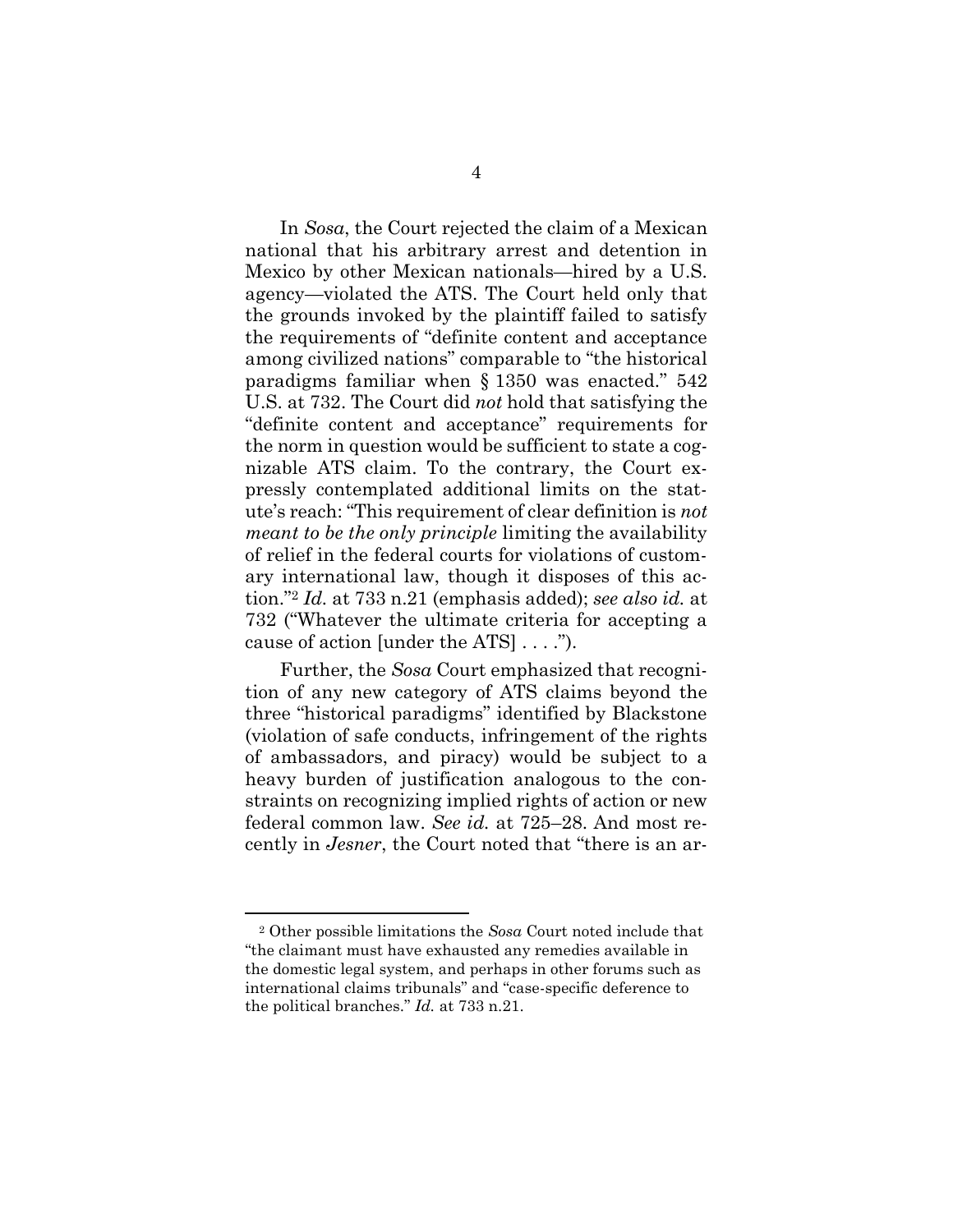In *Sosa*, the Court rejected the claim of a Mexican national that his arbitrary arrest and detention in Mexico by other Mexican nationals—hired by a U.S. agency—violated the ATS. The Court held only that the grounds invoked by the plaintiff failed to satisfy the requirements of "definite content and acceptance among civilized nations" comparable to "the historical paradigms familiar when § 1350 was enacted." 542 U.S. at 732. The Court did *not* hold that satisfying the "definite content and acceptance" requirements for the norm in question would be sufficient to state a cognizable ATS claim. To the contrary, the Court expressly contemplated additional limits on the statute's reach: "This requirement of clear definition is *not meant to be the only principle* limiting the availability of relief in the federal courts for violations of customary international law, though it disposes of this action."[2] *Id.* at 733 n.21 (emphasis added); *see also id.* at 732 ("Whatever the ultimate criteria for accepting a cause of action [under the ATS] . . . .").

Further, the *Sosa* Court emphasized that recognition of any new category of ATS claims beyond the three "historical paradigms" identified by Blackstone (violation of safe conducts, infringement of the rights of ambassadors, and piracy) would be subject to a heavy burden of justification analogous to the constraints on recognizing implied rights of action or new federal common law. *See id.* at 725–28. And most recently in *Jesner*, the Court noted that "there is an ar-

---

[2] Other possible limitations the *Sosa* Court noted include that "the claimant must have exhausted any remedies available in the domestic legal system, and perhaps in other forums such as international claims tribunals" and "case-specific deference to the political branches." *Id.* at 733 n.21.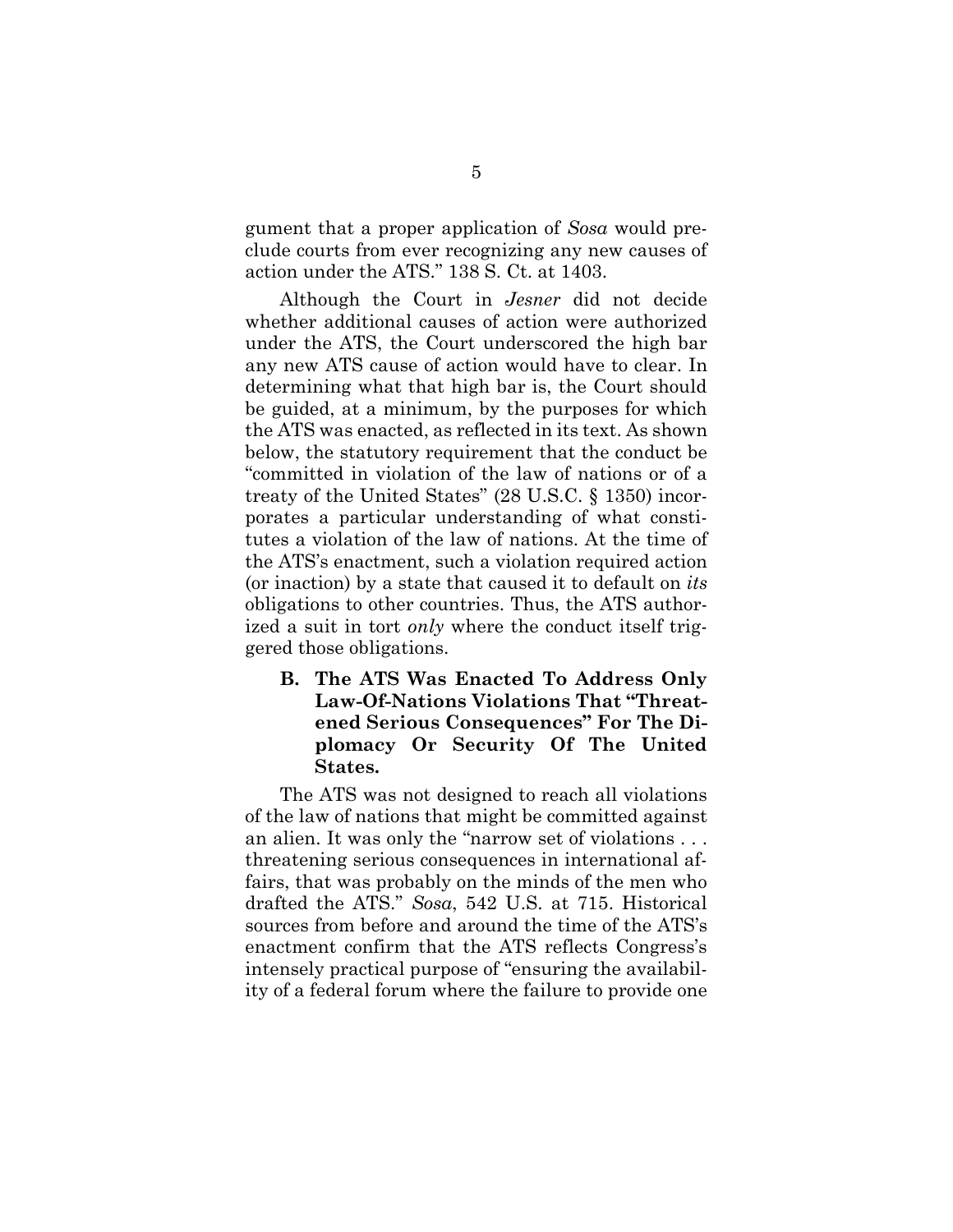gument that a proper application of *Sosa* would preclude courts from ever recognizing any new causes of action under the ATS." 138 S. Ct. at 1403.

Although the Court in *Jesner* did not decide whether additional causes of action were authorized under the ATS, the Court underscored the high bar any new ATS cause of action would have to clear. In determining what that high bar is, the Court should be guided, at a minimum, by the purposes for which the ATS was enacted, as reflected in its text. As shown below, the statutory requirement that the conduct be "committed in violation of the law of nations or of a treaty of the United States" (28 U.S.C. § 1350) incorporates a particular understanding of what constitutes a violation of the law of nations. At the time of the ATS's enactment, such a violation required action (or inaction) by a state that caused it to default on *its* obligations to other countries. Thus, the ATS authorized a suit in tort *only* where the conduct itself triggered those obligations.

### B. The ATS Was Enacted To Address Only Law-Of-Nations Violations That "Threatened Serious Consequences" For The Diplomacy Or Security Of The United States.

The ATS was not designed to reach all violations of the law of nations that might be committed against an alien. It was only the "narrow set of violations . . . threatening serious consequences in international affairs, that was probably on the minds of the men who drafted the ATS." *Sosa*, 542 U.S. at 715. Historical sources from before and around the time of the ATS's enactment confirm that the ATS reflects Congress's intensely practical purpose of "ensuring the availability of a federal forum where the failure to provide one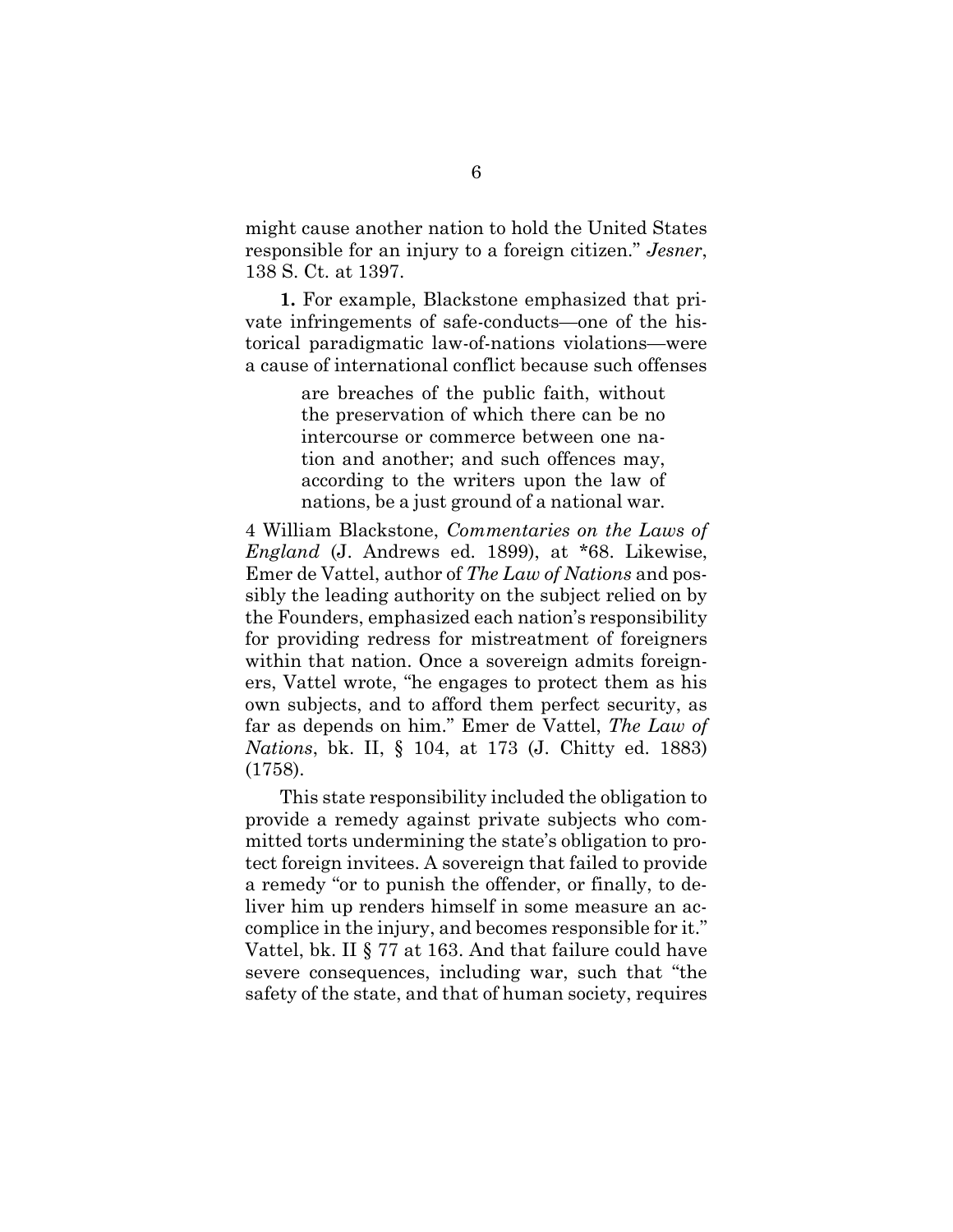might cause another nation to hold the United States responsible for an injury to a foreign citizen." *Jesner*, 138 S. Ct. at 1397.

**1.** For example, Blackstone emphasized that private infringements of safe-conducts—one of the historical paradigmatic law-of-nations violations—were a cause of international conflict because such offenses

> are breaches of the public faith, without the preservation of which there can be no intercourse or commerce between one nation and another; and such offences may, according to the writers upon the law of nations, be a just ground of a national war.

4 William Blackstone, *Commentaries on the Laws of England* (J. Andrews ed. 1899), at *68. Likewise, Emer de Vattel, author of *The Law of Nations* and possibly the leading authority on the subject relied on by the Founders, emphasized each nation's responsibility for providing redress for mistreatment of foreigners within that nation. Once a sovereign admits foreigners, Vattel wrote, "he engages to protect them as his own subjects, and to afford them perfect security, as far as depends on him." Emer de Vattel, *The Law of Nations*, bk. II, § 104, at 173 (J. Chitty ed. 1883) (1758).

This state responsibility included the obligation to provide a remedy against private subjects who committed torts undermining the state's obligation to protect foreign invitees. A sovereign that failed to provide a remedy "or to punish the offender, or finally, to deliver him up renders himself in some measure an accomplice in the injury, and becomes responsible for it." Vattel, bk. II § 77 at 163. And that failure could have severe consequences, including war, such that "the safety of the state, and that of human society, requires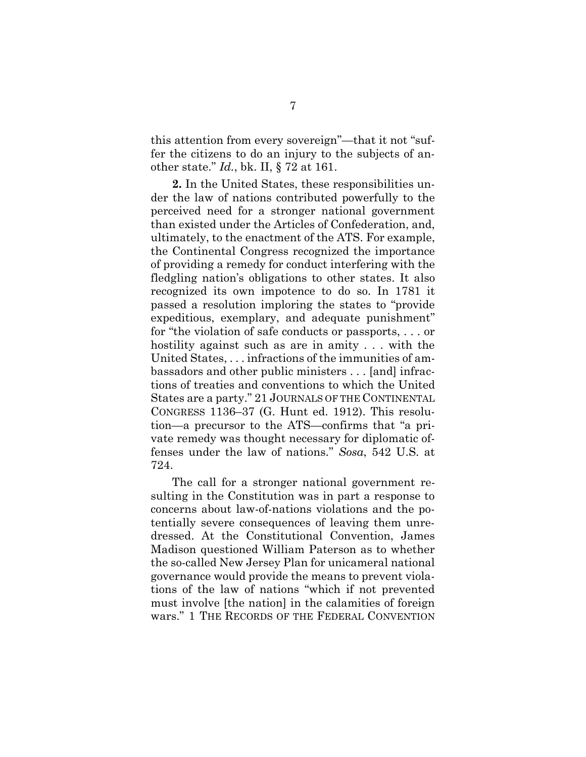this attention from every sovereign"—that it not "suffer the citizens to do an injury to the subjects of another state." *Id.*, bk. II, § 72 at 161.

**2.** In the United States, these responsibilities under the law of nations contributed powerfully to the perceived need for a stronger national government than existed under the Articles of Confederation, and, ultimately, to the enactment of the ATS. For example, the Continental Congress recognized the importance of providing a remedy for conduct interfering with the fledgling nation's obligations to other states. It also recognized its own impotence to do so. In 1781 it passed a resolution imploring the states to "provide expeditious, exemplary, and adequate punishment" for "the violation of safe conducts or passports, . . . or hostility against such as are in amity . . . with the United States, . . . infractions of the immunities of ambassadors and other public ministers . . . [and] infractions of treaties and conventions to which the United States are a party." 21 JOURNALS OF THE CONTINENTAL CONGRESS 1136–37 (G. Hunt ed. 1912). This resolution—a precursor to the ATS—confirms that "a private remedy was thought necessary for diplomatic offenses under the law of nations." *Sosa*, 542 U.S. at 724.

The call for a stronger national government resulting in the Constitution was in part a response to concerns about law-of-nations violations and the potentially severe consequences of leaving them unredressed. At the Constitutional Convention, James Madison questioned William Paterson as to whether the so-called New Jersey Plan for unicameral national governance would provide the means to prevent violations of the law of nations "which if not prevented must involve [the nation] in the calamities of foreign wars." 1 THE RECORDS OF THE FEDERAL CONVENTION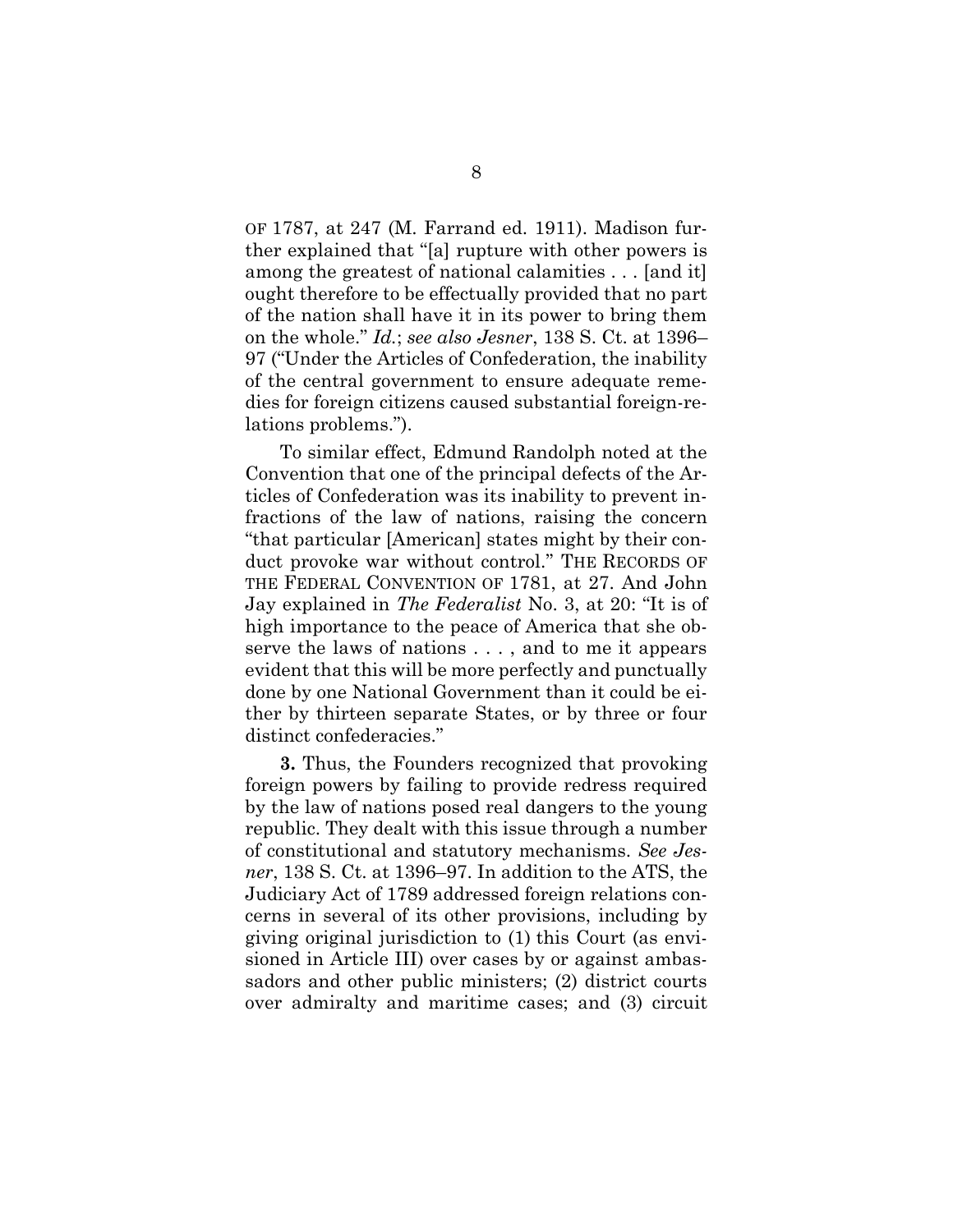OF 1787, at 247 (M. Farrand ed. 1911). Madison further explained that "[a] rupture with other powers is among the greatest of national calamities . . . [and it] ought therefore to be effectually provided that no part of the nation shall have it in its power to bring them on the whole." *Id.*; *see also Jesner*, 138 S. Ct. at 1396–97 ("Under the Articles of Confederation, the inability of the central government to ensure adequate remedies for foreign citizens caused substantial foreign-relations problems.").

To similar effect, Edmund Randolph noted at the Convention that one of the principal defects of the Articles of Confederation was its inability to prevent infractions of the law of nations, raising the concern "that particular [American] states might by their conduct provoke war without control." THE RECORDS OF THE FEDERAL CONVENTION OF 1781, at 27. And John Jay explained in *The Federalist* No. 3, at 20: "It is of high importance to the peace of America that she observe the laws of nations . . . , and to me it appears evident that this will be more perfectly and punctually done by one National Government than it could be either by thirteen separate States, or by three or four distinct confederacies."

**3.** Thus, the Founders recognized that provoking foreign powers by failing to provide redress required by the law of nations posed real dangers to the young republic. They dealt with this issue through a number of constitutional and statutory mechanisms. *See Jesner*, 138 S. Ct. at 1396–97. In addition to the ATS, the Judiciary Act of 1789 addressed foreign relations concerns in several of its other provisions, including by giving original jurisdiction to (1) this Court (as envisioned in Article III) over cases by or against ambassadors and other public ministers; (2) district courts over admiralty and maritime cases; and (3) circuit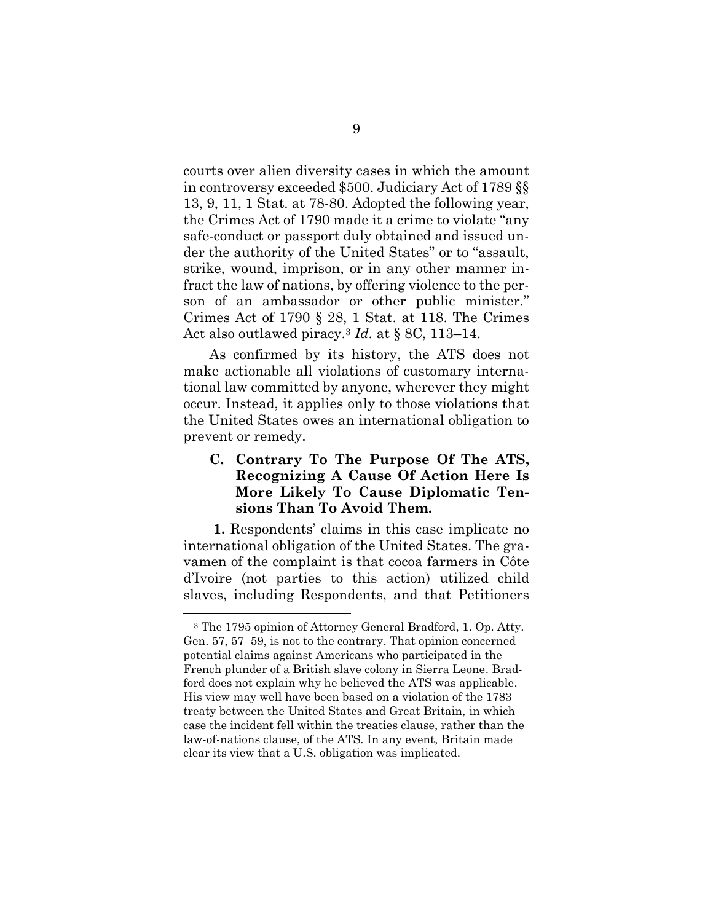courts over alien diversity cases in which the amount in controversy exceeded $500. Judiciary Act of 1789 §§ 13, 9, 11, 1 Stat. at 78-80. Adopted the following year, the Crimes Act of 1790 made it a crime to violate "any safe-conduct or passport duly obtained and issued under the authority of the United States" or to "assault, strike, wound, imprison, or in any other manner infract the law of nations, by offering violence to the person of an ambassador or other public minister." Crimes Act of 1790 § 28, 1 Stat. at 118. The Crimes Act also outlawed piracy.[3] *Id.* at § 8C, 113–14.

As confirmed by its history, the ATS does not make actionable all violations of customary international law committed by anyone, wherever they might occur. Instead, it applies only to those violations that the United States owes an international obligation to prevent or remedy.

### C. Contrary To The Purpose Of The ATS, Recognizing A Cause Of Action Here Is More Likely To Cause Diplomatic Tensions Than To Avoid Them.

**1.** Respondents' claims in this case implicate no international obligation of the United States. The gravamen of the complaint is that cocoa farmers in Côte d'Ivoire (not parties to this action) utilized child slaves, including Respondents, and that Petitioners

---

[3] The 1795 opinion of Attorney General Bradford, 1. Op. Atty. Gen. 57, 57–59, is not to the contrary. That opinion concerned potential claims against Americans who participated in the French plunder of a British slave colony in Sierra Leone. Bradford does not explain why he believed the ATS was applicable. His view may well have been based on a violation of the 1783 treaty between the United States and Great Britain, in which case the incident fell within the treaties clause, rather than the law-of-nations clause, of the ATS. In any event, Britain made clear its view that a U.S. obligation was implicated.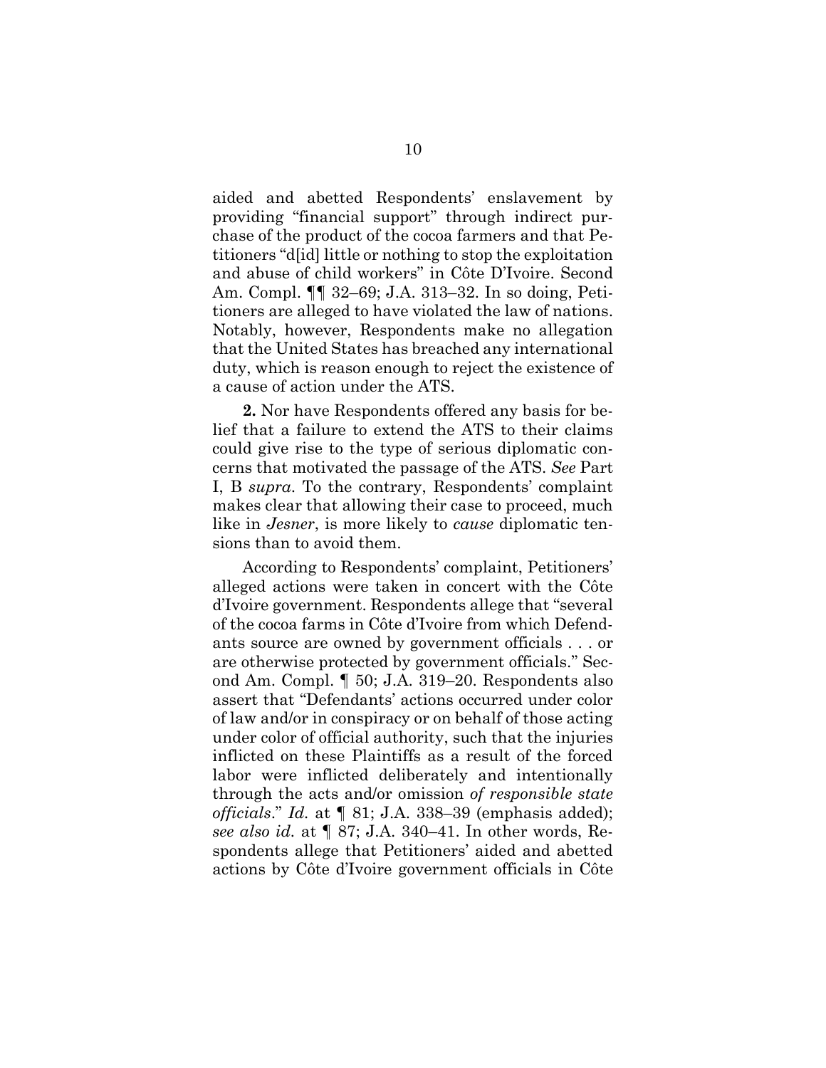aided and abetted Respondents' enslavement by providing "financial support" through indirect purchase of the product of the cocoa farmers and that Petitioners "d[id] little or nothing to stop the exploitation and abuse of child workers" in Côte D'Ivoire. Second Am. Compl. ¶¶ 32–69; J.A. 313–32. In so doing, Petitioners are alleged to have violated the law of nations. Notably, however, Respondents make no allegation that the United States has breached any international duty, which is reason enough to reject the existence of a cause of action under the ATS.

**2.** Nor have Respondents offered any basis for belief that a failure to extend the ATS to their claims could give rise to the type of serious diplomatic concerns that motivated the passage of the ATS. *See* Part I, B *supra*. To the contrary, Respondents' complaint makes clear that allowing their case to proceed, much like in *Jesner*, is more likely to *cause* diplomatic tensions than to avoid them.

According to Respondents' complaint, Petitioners' alleged actions were taken in concert with the Côte d'Ivoire government. Respondents allege that "several of the cocoa farms in Côte d'Ivoire from which Defendants source are owned by government officials . . . or are otherwise protected by government officials." Second Am. Compl. ¶ 50; J.A. 319–20. Respondents also assert that "Defendants' actions occurred under color of law and/or in conspiracy or on behalf of those acting under color of official authority, such that the injuries inflicted on these Plaintiffs as a result of the forced labor were inflicted deliberately and intentionally through the acts and/or omission *of responsible state officials*." *Id.* at ¶ 81; J.A. 338–39 (emphasis added); *see also id.* at ¶ 87; J.A. 340–41. In other words, Respondents allege that Petitioners' aided and abetted actions by Côte d'Ivoire government officials in Côte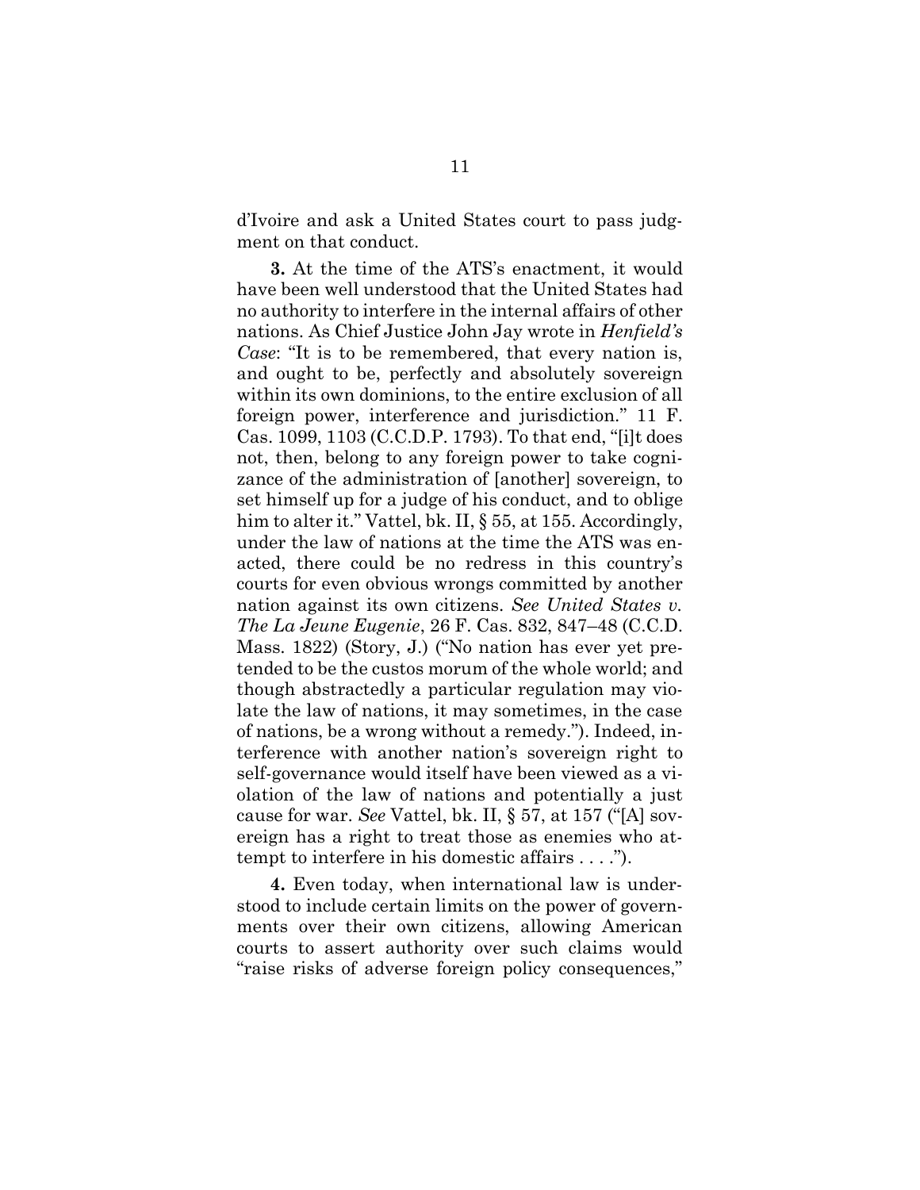d'Ivoire and ask a United States court to pass judgment on that conduct.

**3.** At the time of the ATS's enactment, it would have been well understood that the United States had no authority to interfere in the internal affairs of other nations. As Chief Justice John Jay wrote in *Henfield's Case*: "It is to be remembered, that every nation is, and ought to be, perfectly and absolutely sovereign within its own dominions, to the entire exclusion of all foreign power, interference and jurisdiction." 11 F. Cas. 1099, 1103 (C.C.D.P. 1793). To that end, "[i]t does not, then, belong to any foreign power to take cognizance of the administration of [another] sovereign, to set himself up for a judge of his conduct, and to oblige him to alter it." Vattel, bk. II, § 55, at 155. Accordingly, under the law of nations at the time the ATS was enacted, there could be no redress in this country's courts for even obvious wrongs committed by another nation against its own citizens. *See United States v. The La Jeune Eugenie*, 26 F. Cas. 832, 847–48 (C.C.D. Mass. 1822) (Story, J.) ("No nation has ever yet pretended to be the custos morum of the whole world; and though abstractedly a particular regulation may violate the law of nations, it may sometimes, in the case of nations, be a wrong without a remedy."). Indeed, interference with another nation's sovereign right to self-governance would itself have been viewed as a violation of the law of nations and potentially a just cause for war. *See* Vattel, bk. II, § 57, at 157 ("[A] sovereign has a right to treat those as enemies who attempt to interfere in his domestic affairs . . . .").

**4.** Even today, when international law is understood to include certain limits on the power of governments over their own citizens, allowing American courts to assert authority over such claims would "raise risks of adverse foreign policy consequences,"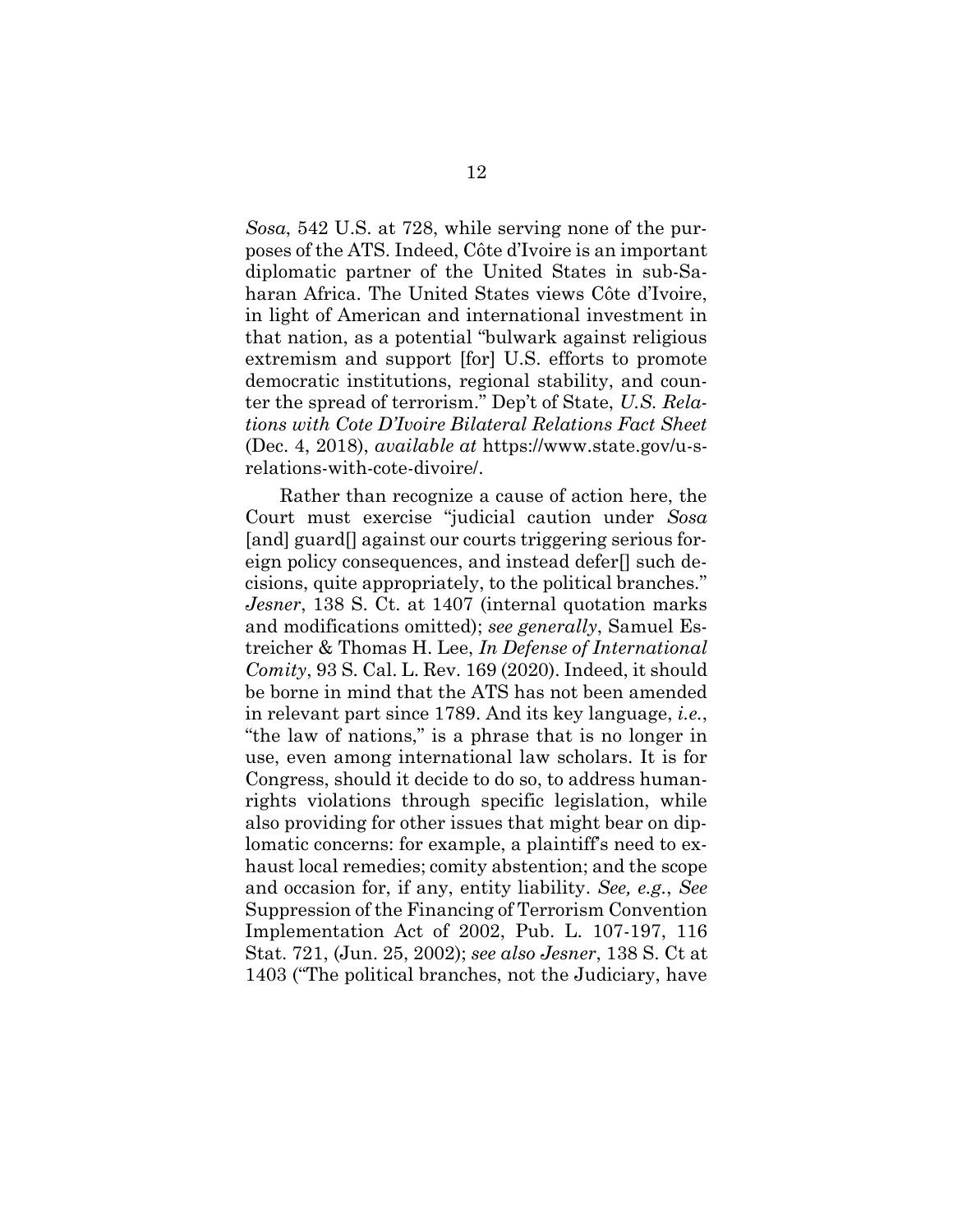*Sosa*, 542 U.S. at 728, while serving none of the purposes of the ATS. Indeed, Côte d'Ivoire is an important diplomatic partner of the United States in sub-Saharan Africa. The United States views Côte d'Ivoire, in light of American and international investment in that nation, as a potential "bulwark against religious extremism and support [for] U.S. efforts to promote democratic institutions, regional stability, and counter the spread of terrorism." Dep't of State, *U.S. Relations with Cote D'Ivoire Bilateral Relations Fact Sheet* (Dec. 4, 2018), *available at* https://www.state.gov/u-s-relations-with-cote-divoire/.

Rather than recognize a cause of action here, the Court must exercise "judicial caution under *Sosa* [and] guard[] against our courts triggering serious foreign policy consequences, and instead defer[] such decisions, quite appropriately, to the political branches." *Jesner*, 138 S. Ct. at 1407 (internal quotation marks and modifications omitted); *see generally*, Samuel Estreicher & Thomas H. Lee, *In Defense of International Comity*, 93 S. Cal. L. Rev. 169 (2020). Indeed, it should be borne in mind that the ATS has not been amended in relevant part since 1789. And its key language, *i.e.*, "the law of nations," is a phrase that is no longer in use, even among international law scholars. It is for Congress, should it decide to do so, to address human-rights violations through specific legislation, while also providing for other issues that might bear on diplomatic concerns: for example, a plaintiff's need to exhaust local remedies; comity abstention; and the scope and occasion for, if any, entity liability. *See, e.g.*, *See* Suppression of the Financing of Terrorism Convention Implementation Act of 2002, Pub. L. 107-197, 116 Stat. 721, (Jun. 25, 2002); *see also Jesner*, 138 S. Ct at 1403 ("The political branches, not the Judiciary, have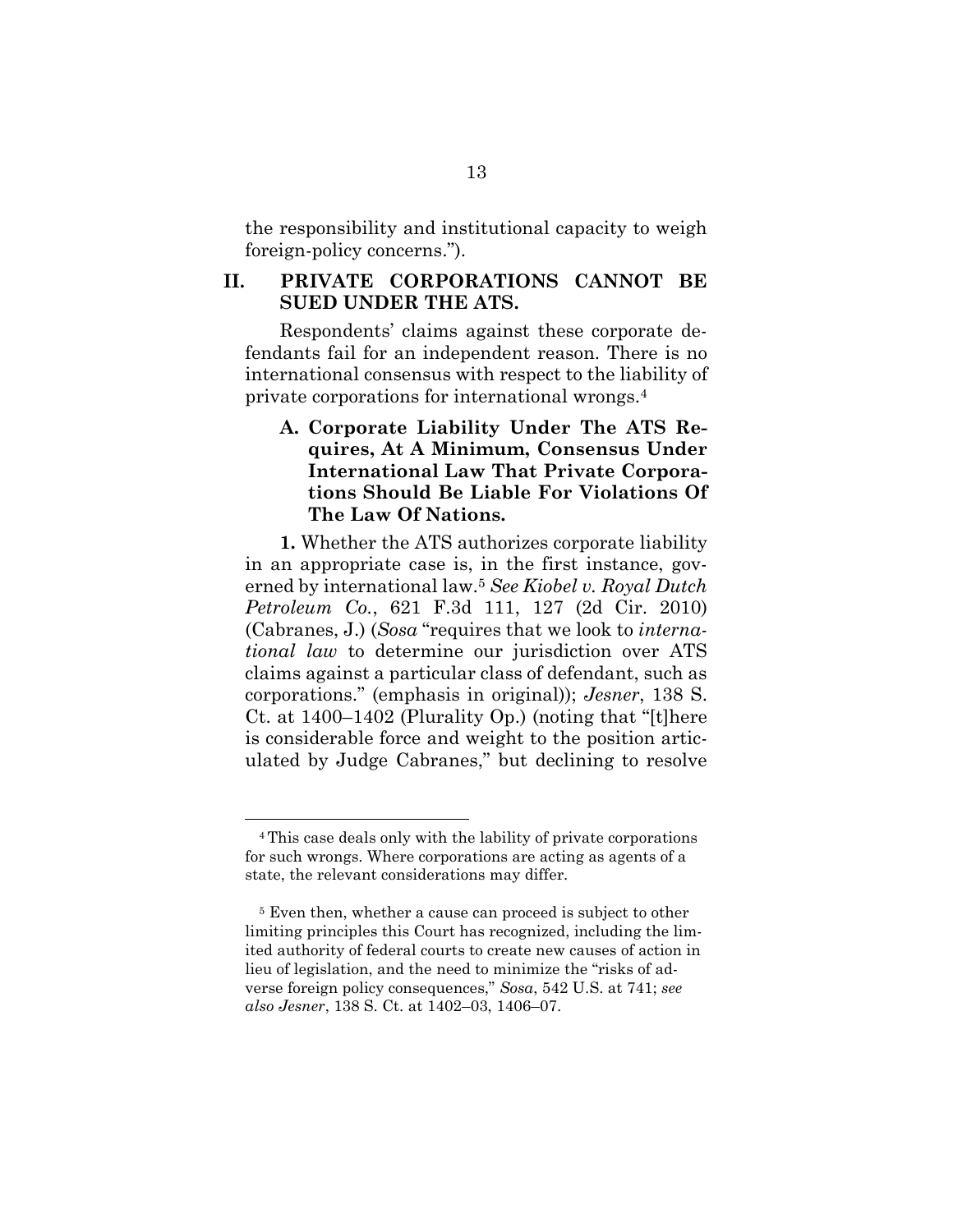the responsibility and institutional capacity to weigh foreign-policy concerns.").

## II. PRIVATE CORPORATIONS CANNOT BE SUED UNDER THE ATS.

Respondents' claims against these corporate defendants fail for an independent reason. There is no international consensus with respect to the liability of private corporations for international wrongs.[4]

### A. Corporate Liability Under The ATS Requires, At A Minimum, Consensus Under International Law That Private Corporations Should Be Liable For Violations Of The Law Of Nations.

**1.** Whether the ATS authorizes corporate liability in an appropriate case is, in the first instance, governed by international law.[5] *See Kiobel v. Royal Dutch Petroleum Co.*, 621 F.3d 111, 127 (2d Cir. 2010) (Cabranes, J.) (*Sosa* "requires that we look to *international law* to determine our jurisdiction over ATS claims against a particular class of defendant, such as corporations." (emphasis in original)); *Jesner*, 138 S. Ct. at 1400–1402 (Plurality Op.) (noting that "[t]here is considerable force and weight to the position articulated by Judge Cabranes," but declining to resolve

---

[4] This case deals only with the lability of private corporations for such wrongs. Where corporations are acting as agents of a state, the relevant considerations may differ.

[5] Even then, whether a cause can proceed is subject to other limiting principles this Court has recognized, including the limited authority of federal courts to create new causes of action in lieu of legislation, and the need to minimize the "risks of adverse foreign policy consequences," *Sosa*, 542 U.S. at 741; *see also Jesner*, 138 S. Ct. at 1402–03, 1406–07.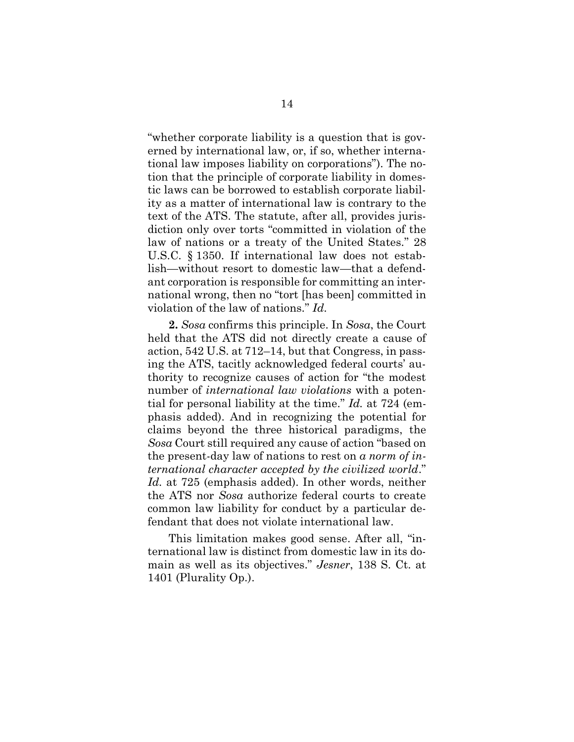"whether corporate liability is a question that is governed by international law, or, if so, whether international law imposes liability on corporations"). The notion that the principle of corporate liability in domestic laws can be borrowed to establish corporate liability as a matter of international law is contrary to the text of the ATS. The statute, after all, provides jurisdiction only over torts "committed in violation of the law of nations or a treaty of the United States." 28 U.S.C. § 1350. If international law does not establish—without resort to domestic law—that a defendant corporation is responsible for committing an international wrong, then no "tort [has been] committed in violation of the law of nations." *Id.*

**2.** *Sosa* confirms this principle. In *Sosa*, the Court held that the ATS did not directly create a cause of action, 542 U.S. at 712–14, but that Congress, in passing the ATS, tacitly acknowledged federal courts' authority to recognize causes of action for "the modest number of *international law violations* with a potential for personal liability at the time." *Id.* at 724 (emphasis added). And in recognizing the potential for claims beyond the three historical paradigms, the *Sosa* Court still required any cause of action "based on the present-day law of nations to rest on *a norm of international character accepted by the civilized world*." *Id.* at 725 (emphasis added). In other words, neither the ATS nor *Sosa* authorize federal courts to create common law liability for conduct by a particular defendant that does not violate international law.

This limitation makes good sense. After all, "international law is distinct from domestic law in its domain as well as its objectives." *Jesner*, 138 S. Ct. at 1401 (Plurality Op.).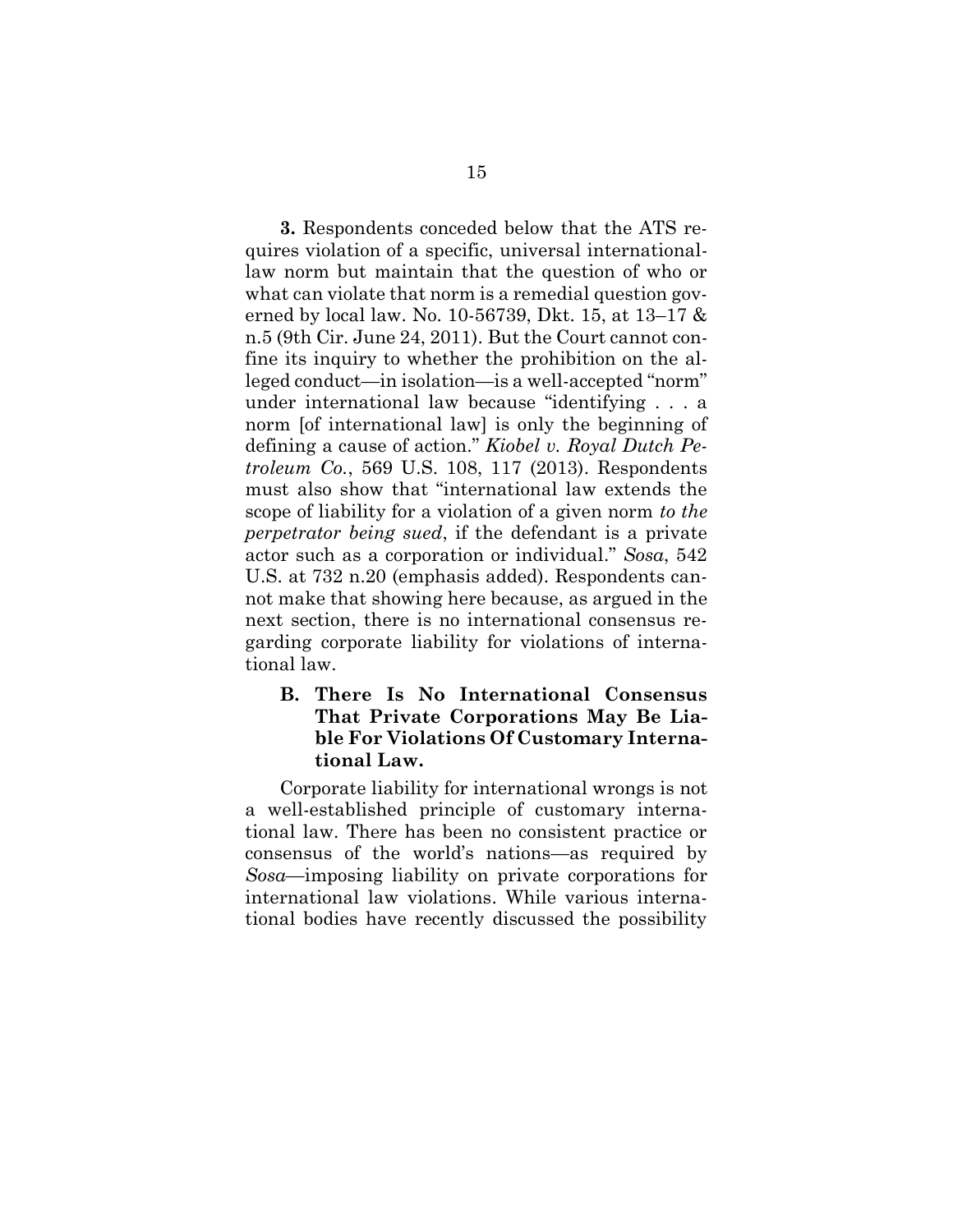**3.** Respondents conceded below that the ATS requires violation of a specific, universal international-law norm but maintain that the question of who or what can violate that norm is a remedial question governed by local law. No. 10-56739, Dkt. 15, at 13–17 & n.5 (9th Cir. June 24, 2011). But the Court cannot confine its inquiry to whether the prohibition on the alleged conduct—in isolation—is a well-accepted "norm" under international law because "identifying . . . a norm [of international law] is only the beginning of defining a cause of action." *Kiobel v. Royal Dutch Petroleum Co.*, 569 U.S. 108, 117 (2013). Respondents must also show that "international law extends the scope of liability for a violation of a given norm *to the perpetrator being sued*, if the defendant is a private actor such as a corporation or individual." *Sosa*, 542 U.S. at 732 n.20 (emphasis added). Respondents cannot make that showing here because, as argued in the next section, there is no international consensus regarding corporate liability for violations of international law.

### B. There Is No International Consensus That Private Corporations May Be Liable For Violations Of Customary International Law.

Corporate liability for international wrongs is not a well-established principle of customary international law. There has been no consistent practice or consensus of the world's nations—as required by *Sosa*—imposing liability on private corporations for international law violations. While various international bodies have recently discussed the possibility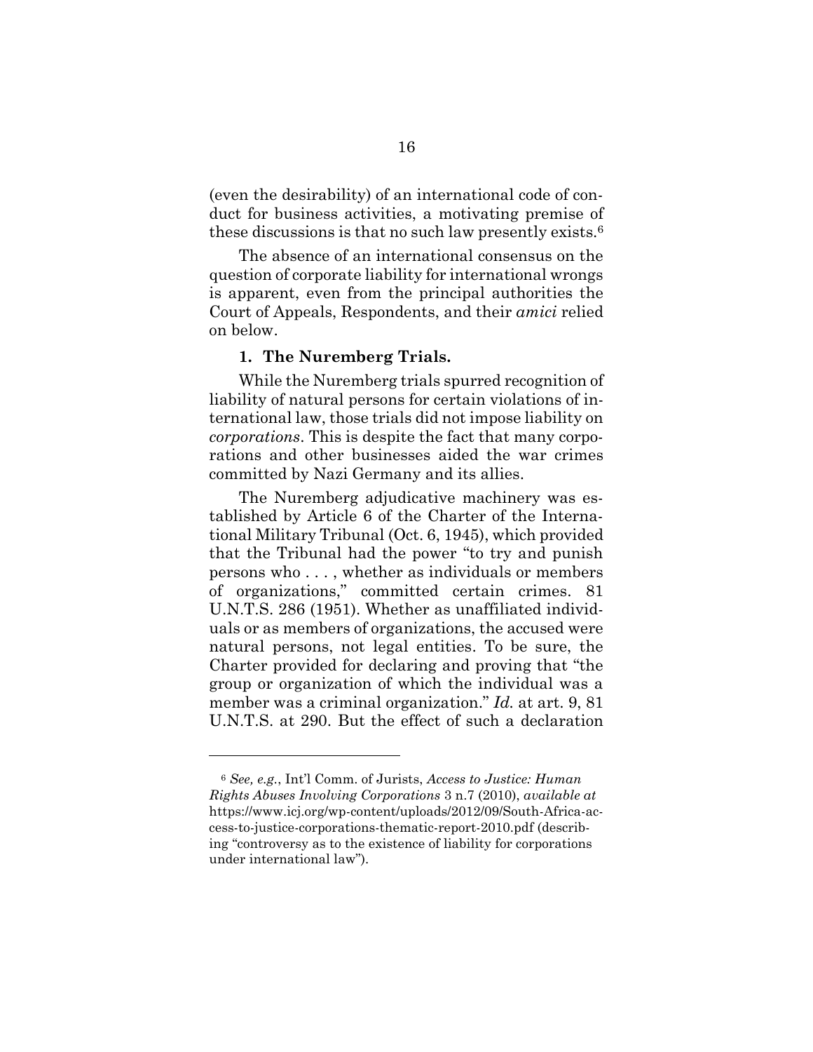(even the desirability) of an international code of conduct for business activities, a motivating premise of these discussions is that no such law presently exists.[6]

The absence of an international consensus on the question of corporate liability for international wrongs is apparent, even from the principal authorities the Court of Appeals, Respondents, and their *amici* relied on below.

### 1. The Nuremberg Trials.

While the Nuremberg trials spurred recognition of liability of natural persons for certain violations of international law, those trials did not impose liability on *corporations*. This is despite the fact that many corporations and other businesses aided the war crimes committed by Nazi Germany and its allies.

The Nuremberg adjudicative machinery was established by Article 6 of the Charter of the International Military Tribunal (Oct. 6, 1945), which provided that the Tribunal had the power "to try and punish persons who . . . , whether as individuals or members of organizations," committed certain crimes. 81 U.N.T.S. 286 (1951). Whether as unaffiliated individuals or as members of organizations, the accused were natural persons, not legal entities. To be sure, the Charter provided for declaring and proving that "the group or organization of which the individual was a member was a criminal organization." *Id.* at art. 9, 81 U.N.T.S. at 290. But the effect of such a declaration

---

[6] *See, e.g.*, Int'l Comm. of Jurists, *Access to Justice: Human Rights Abuses Involving Corporations* 3 n.7 (2010), *available at* https://www.icj.org/wp-content/uploads/2012/09/South-Africa-access-to-justice-corporations-thematic-report-2010.pdf (describing "controversy as to the existence of liability for corporations under international law").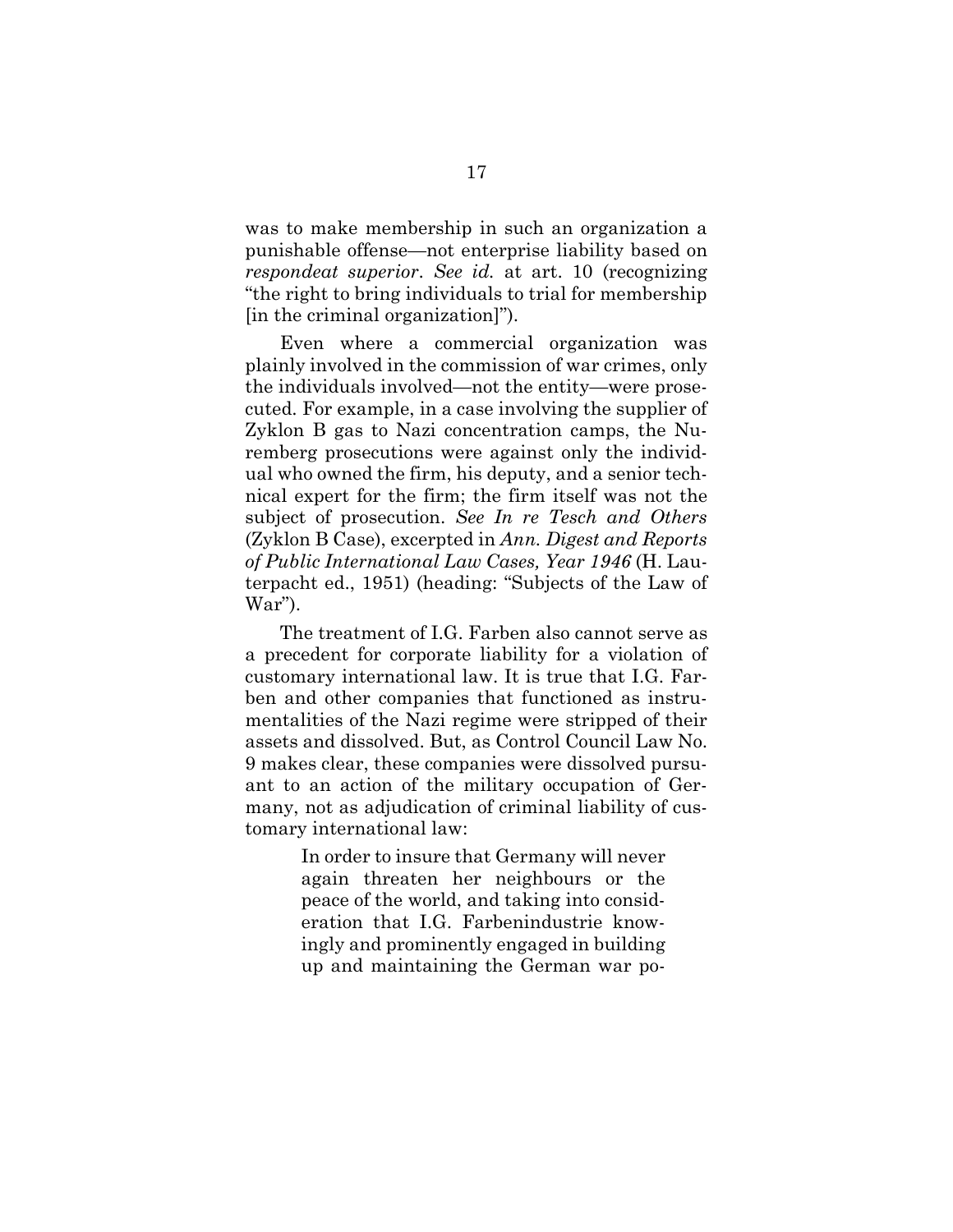was to make membership in such an organization a punishable offense—not enterprise liability based on *respondeat superior*. *See id.* at art. 10 (recognizing "the right to bring individuals to trial for membership [in the criminal organization]").

Even where a commercial organization was plainly involved in the commission of war crimes, only the individuals involved—not the entity—were prosecuted. For example, in a case involving the supplier of Zyklon B gas to Nazi concentration camps, the Nuremberg prosecutions were against only the individual who owned the firm, his deputy, and a senior technical expert for the firm; the firm itself was not the subject of prosecution. *See In re Tesch and Others* (Zyklon B Case), excerpted in *Ann. Digest and Reports of Public International Law Cases, Year 1946* (H. Lauterpacht ed., 1951) (heading: "Subjects of the Law of War").

The treatment of I.G. Farben also cannot serve as a precedent for corporate liability for a violation of customary international law. It is true that I.G. Farben and other companies that functioned as instrumentalities of the Nazi regime were stripped of their assets and dissolved. But, as Control Council Law No. 9 makes clear, these companies were dissolved pursuant to an action of the military occupation of Germany, not as adjudication of criminal liability of customary international law:

> In order to insure that Germany will never again threaten her neighbours or the peace of the world, and taking into consideration that I.G. Farbenindustrie knowingly and prominently engaged in building up and maintaining the German war po-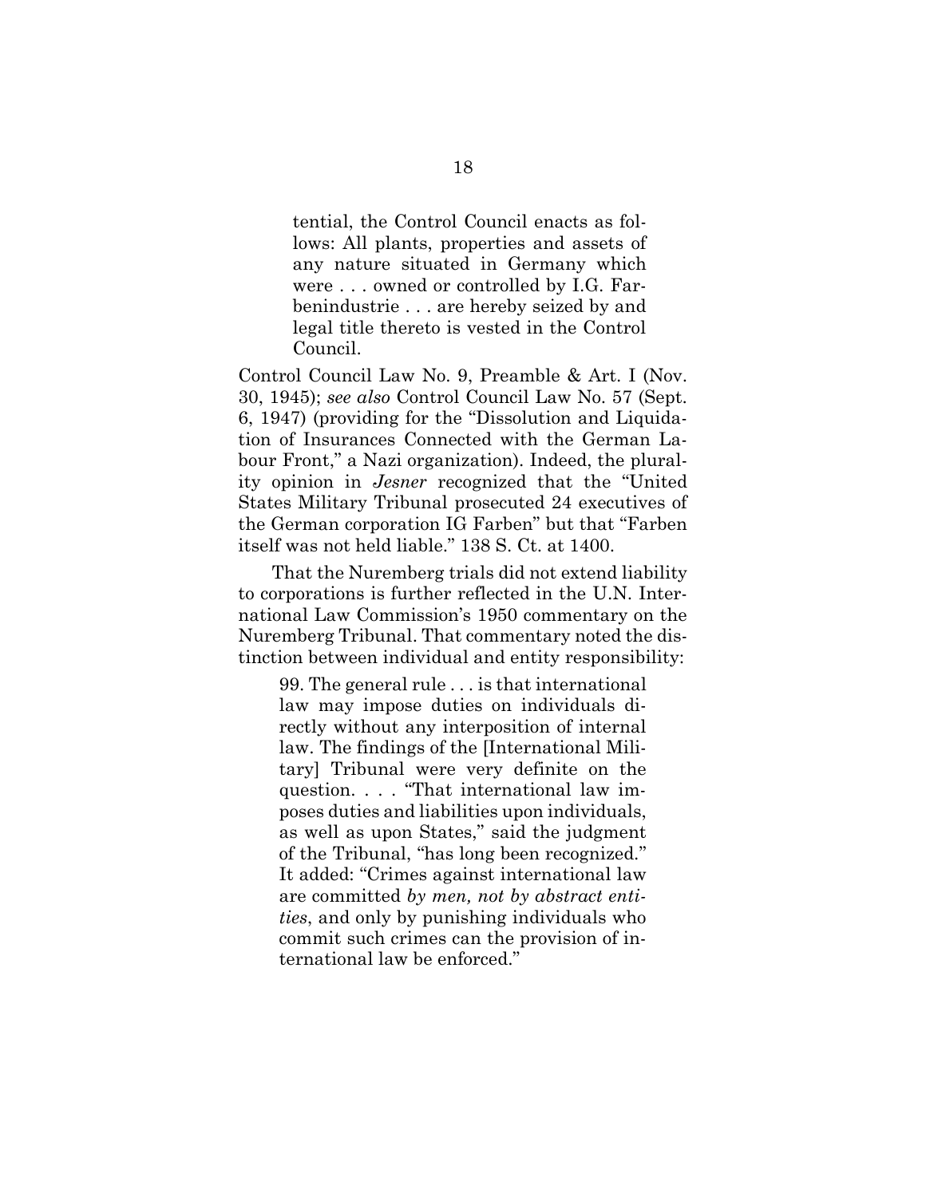> tential, the Control Council enacts as follows: All plants, properties and assets of any nature situated in Germany which were . . . owned or controlled by I.G. Farbenindustrie . . . are hereby seized by and legal title thereto is vested in the Control Council.

Control Council Law No. 9, Preamble & Art. I (Nov. 30, 1945); *see also* Control Council Law No. 57 (Sept. 6, 1947) (providing for the "Dissolution and Liquidation of Insurances Connected with the German Labour Front," a Nazi organization). Indeed, the plurality opinion in *Jesner* recognized that the "United States Military Tribunal prosecuted 24 executives of the German corporation IG Farben" but that "Farben itself was not held liable." 138 S. Ct. at 1400.

That the Nuremberg trials did not extend liability to corporations is further reflected in the U.N. International Law Commission's 1950 commentary on the Nuremberg Tribunal. That commentary noted the distinction between individual and entity responsibility:

> 99. The general rule . . . is that international law may impose duties on individuals directly without any interposition of internal law. The findings of the [International Military] Tribunal were very definite on the question. . . . "That international law imposes duties and liabilities upon individuals, as well as upon States," said the judgment of the Tribunal, "has long been recognized." It added: "Crimes against international law are committed *by men, not by abstract entities*, and only by punishing individuals who commit such crimes can the provision of international law be enforced."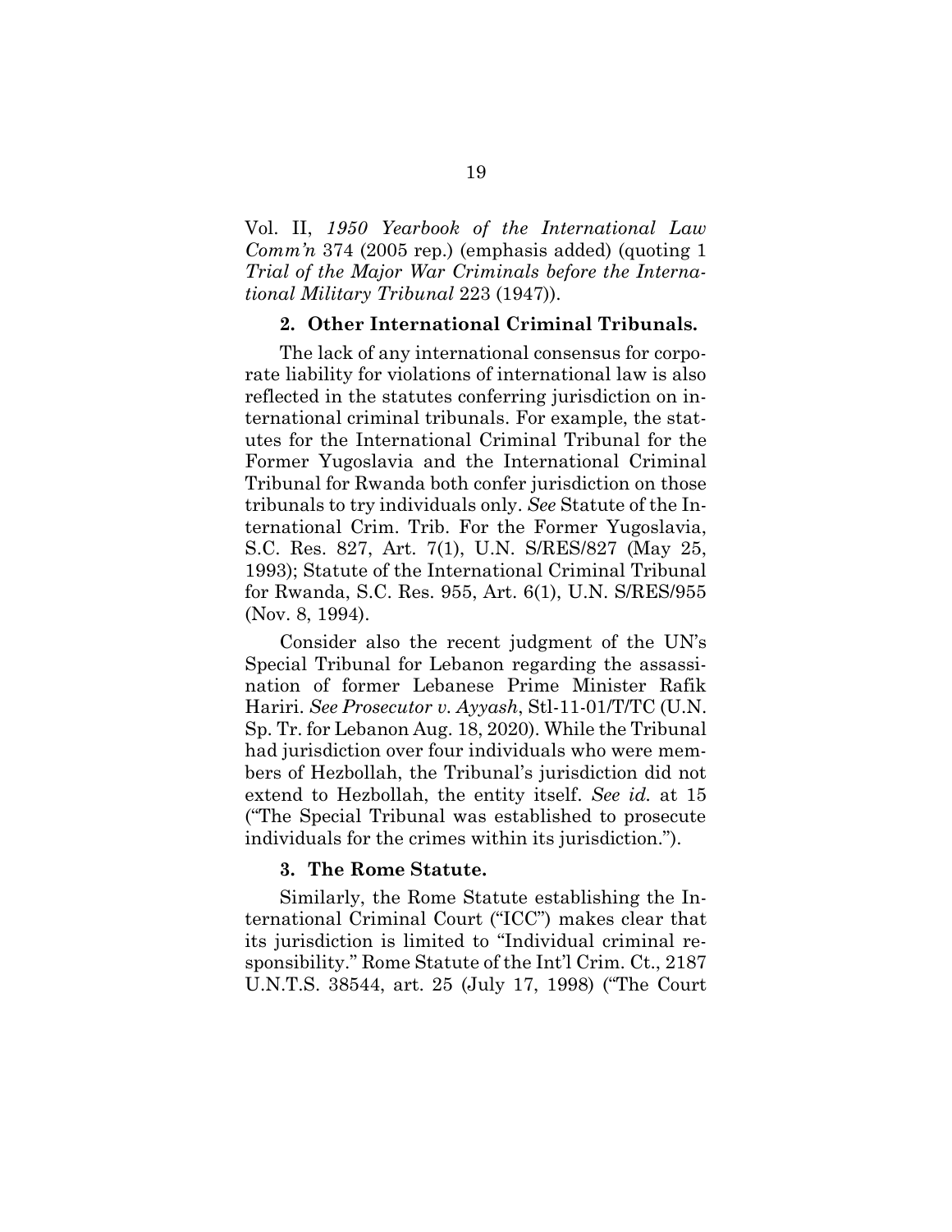Vol. II, *1950 Yearbook of the International Law Comm'n* 374 (2005 rep.) (emphasis added) (quoting 1 *Trial of the Major War Criminals before the International Military Tribunal* 223 (1947)).

**2. Other International Criminal Tribunals.**

The lack of any international consensus for corporate liability for violations of international law is also reflected in the statutes conferring jurisdiction on international criminal tribunals. For example, the statutes for the International Criminal Tribunal for the Former Yugoslavia and the International Criminal Tribunal for Rwanda both confer jurisdiction on those tribunals to try individuals only. *See* Statute of the International Crim. Trib. For the Former Yugoslavia, S.C. Res. 827, Art. 7(1), U.N. S/RES/827 (May 25, 1993); Statute of the International Criminal Tribunal for Rwanda, S.C. Res. 955, Art. 6(1), U.N. S/RES/955 (Nov. 8, 1994).

Consider also the recent judgment of the UN's Special Tribunal for Lebanon regarding the assassination of former Lebanese Prime Minister Rafik Hariri. *See Prosecutor v. Ayyash*, Stl-11-01/T/TC (U.N. Sp. Tr. for Lebanon Aug. 18, 2020). While the Tribunal had jurisdiction over four individuals who were members of Hezbollah, the Tribunal's jurisdiction did not extend to Hezbollah, the entity itself. *See id.* at 15 ("The Special Tribunal was established to prosecute individuals for the crimes within its jurisdiction.").

**3. The Rome Statute.**

Similarly, the Rome Statute establishing the International Criminal Court ("ICC") makes clear that its jurisdiction is limited to "Individual criminal responsibility." Rome Statute of the Int'l Crim. Ct., 2187 U.N.T.S. 38544, art. 25 (July 17, 1998) ("The Court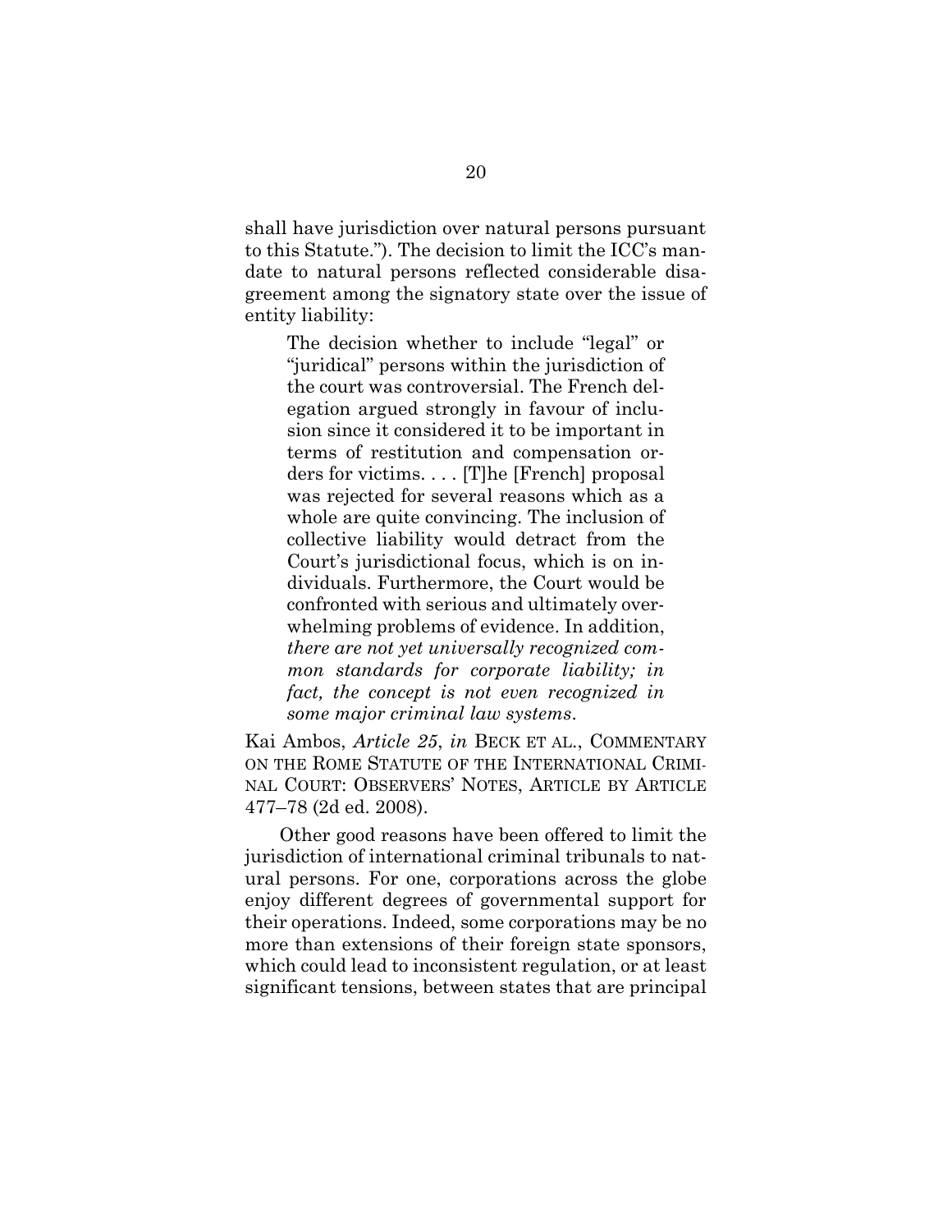shall have jurisdiction over natural persons pursuant to this Statute."). The decision to limit the ICC's mandate to natural persons reflected considerable disagreement among the signatory state over the issue of entity liability:

> The decision whether to include "legal" or "juridical" persons within the jurisdiction of the court was controversial. The French delegation argued strongly in favour of inclusion since it considered it to be important in terms of restitution and compensation orders for victims. . . . [T]he [French] proposal was rejected for several reasons which as a whole are quite convincing. The inclusion of collective liability would detract from the Court's jurisdictional focus, which is on individuals. Furthermore, the Court would be confronted with serious and ultimately overwhelming problems of evidence. In addition, *there are not yet universally recognized common standards for corporate liability; in fact, the concept is not even recognized in some major criminal law systems*.

Kai Ambos, *Article 25*, *in* BECK ET AL., COMMENTARY ON THE ROME STATUTE OF THE INTERNATIONAL CRIMINAL COURT: OBSERVERS' NOTES, ARTICLE BY ARTICLE 477–78 (2d ed. 2008).

Other good reasons have been offered to limit the jurisdiction of international criminal tribunals to natural persons. For one, corporations across the globe enjoy different degrees of governmental support for their operations. Indeed, some corporations may be no more than extensions of their foreign state sponsors, which could lead to inconsistent regulation, or at least significant tensions, between states that are principal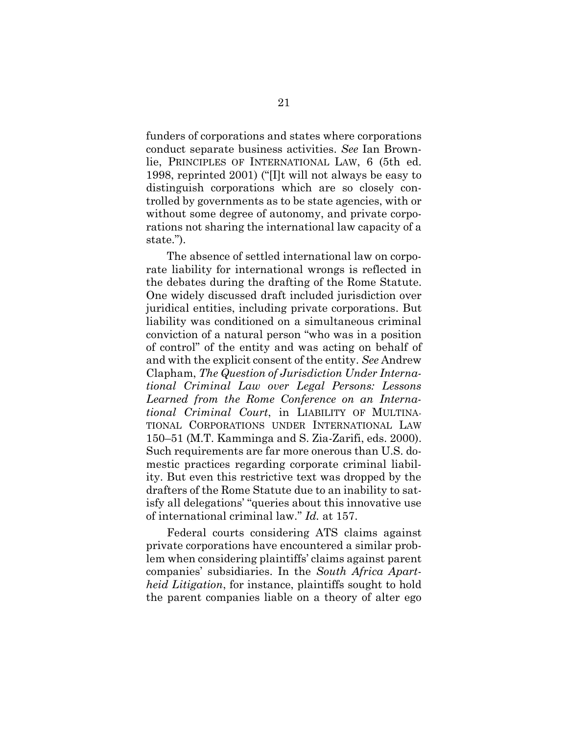funders of corporations and states where corporations conduct separate business activities. *See* Ian Brownlie, PRINCIPLES OF INTERNATIONAL LAW, 6 (5th ed. 1998, reprinted 2001) ("[I]t will not always be easy to distinguish corporations which are so closely controlled by governments as to be state agencies, with or without some degree of autonomy, and private corporations not sharing the international law capacity of a state.").

The absence of settled international law on corporate liability for international wrongs is reflected in the debates during the drafting of the Rome Statute. One widely discussed draft included jurisdiction over juridical entities, including private corporations. But liability was conditioned on a simultaneous criminal conviction of a natural person "who was in a position of control" of the entity and was acting on behalf of and with the explicit consent of the entity. *See* Andrew Clapham, *The Question of Jurisdiction Under International Criminal Law over Legal Persons: Lessons Learned from the Rome Conference on an International Criminal Court*, in LIABILITY OF MULTINATIONAL CORPORATIONS UNDER INTERNATIONAL LAW 150–51 (M.T. Kamminga and S. Zia-Zarifi, eds. 2000). Such requirements are far more onerous than U.S. domestic practices regarding corporate criminal liability. But even this restrictive text was dropped by the drafters of the Rome Statute due to an inability to satisfy all delegations' "queries about this innovative use of international criminal law." *Id.* at 157.

Federal courts considering ATS claims against private corporations have encountered a similar problem when considering plaintiffs' claims against parent companies' subsidiaries. In the *South Africa Apartheid Litigation*, for instance, plaintiffs sought to hold the parent companies liable on a theory of alter ego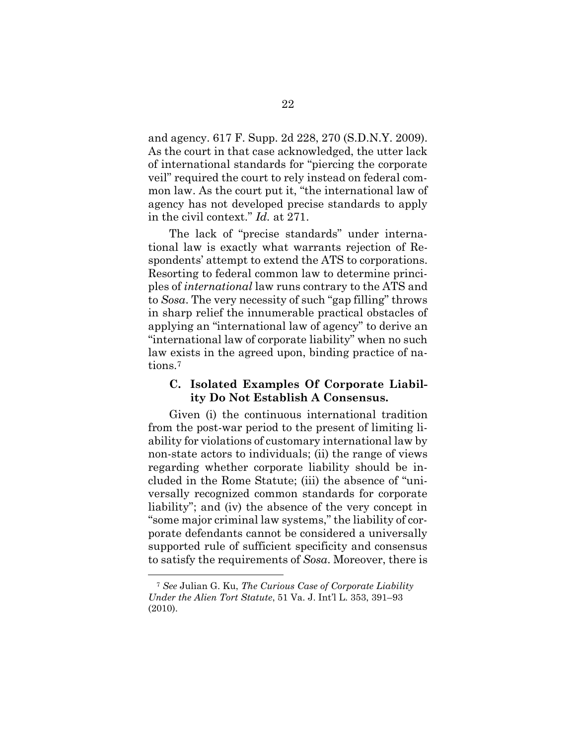and agency. 617 F. Supp. 2d 228, 270 (S.D.N.Y. 2009). As the court in that case acknowledged, the utter lack of international standards for "piercing the corporate veil" required the court to rely instead on federal common law. As the court put it, "the international law of agency has not developed precise standards to apply in the civil context." *Id.* at 271.

The lack of "precise standards" under international law is exactly what warrants rejection of Respondents' attempt to extend the ATS to corporations. Resorting to federal common law to determine principles of *international* law runs contrary to the ATS and to *Sosa*. The very necessity of such "gap filling" throws in sharp relief the innumerable practical obstacles of applying an "international law of agency" to derive an "international law of corporate liability" when no such law exists in the agreed upon, binding practice of nations.[7]

### C. Isolated Examples Of Corporate Liability Do Not Establish A Consensus.

Given (i) the continuous international tradition from the post-war period to the present of limiting liability for violations of customary international law by non-state actors to individuals; (ii) the range of views regarding whether corporate liability should be included in the Rome Statute; (iii) the absence of "universally recognized common standards for corporate liability"; and (iv) the absence of the very concept in "some major criminal law systems," the liability of corporate defendants cannot be considered a universally supported rule of sufficient specificity and consensus to satisfy the requirements of *Sosa*. Moreover, there is

---

[7] *See* Julian G. Ku, *The Curious Case of Corporate Liability Under the Alien Tort Statute*, 51 Va. J. Int'l L. 353, 391–93 (2010).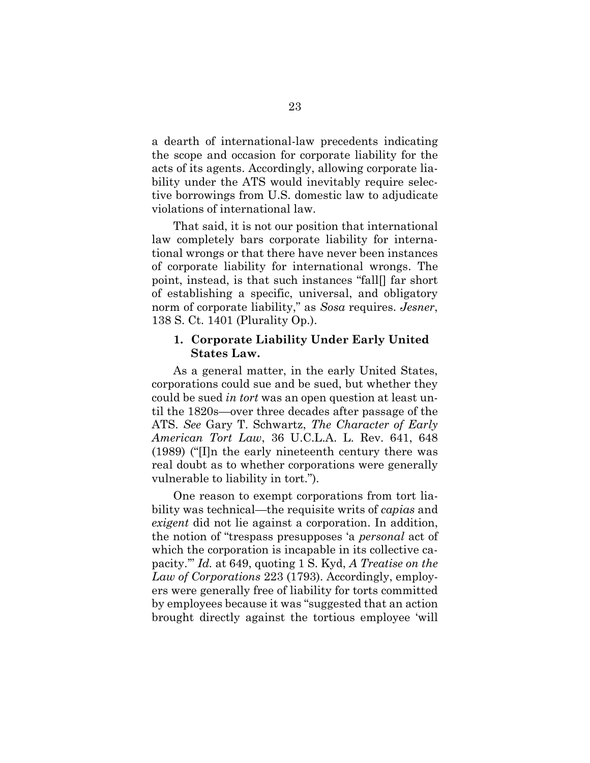a dearth of international-law precedents indicating the scope and occasion for corporate liability for the acts of its agents. Accordingly, allowing corporate liability under the ATS would inevitably require selective borrowings from U.S. domestic law to adjudicate violations of international law.

That said, it is not our position that international law completely bars corporate liability for international wrongs or that there have never been instances of corporate liability for international wrongs. The point, instead, is that such instances "fall[] far short of establishing a specific, universal, and obligatory norm of corporate liability," as *Sosa* requires. *Jesner*, 138 S. Ct. 1401 (Plurality Op.).

### 1. Corporate Liability Under Early United States Law.

As a general matter, in the early United States, corporations could sue and be sued, but whether they could be sued *in tort* was an open question at least until the 1820s—over three decades after passage of the ATS. *See* Gary T. Schwartz, *The Character of Early American Tort Law*, 36 U.C.L.A. L. Rev. 641, 648 (1989) ("[I]n the early nineteenth century there was real doubt as to whether corporations were generally vulnerable to liability in tort.").

One reason to exempt corporations from tort liability was technical—the requisite writs of *capias* and *exigent* did not lie against a corporation. In addition, the notion of "trespass presupposes 'a *personal* act of which the corporation is incapable in its collective capacity.'" *Id.* at 649, quoting 1 S. Kyd, *A Treatise on the Law of Corporations* 223 (1793). Accordingly, employers were generally free of liability for torts committed by employees because it was "suggested that an action brought directly against the tortious employee 'will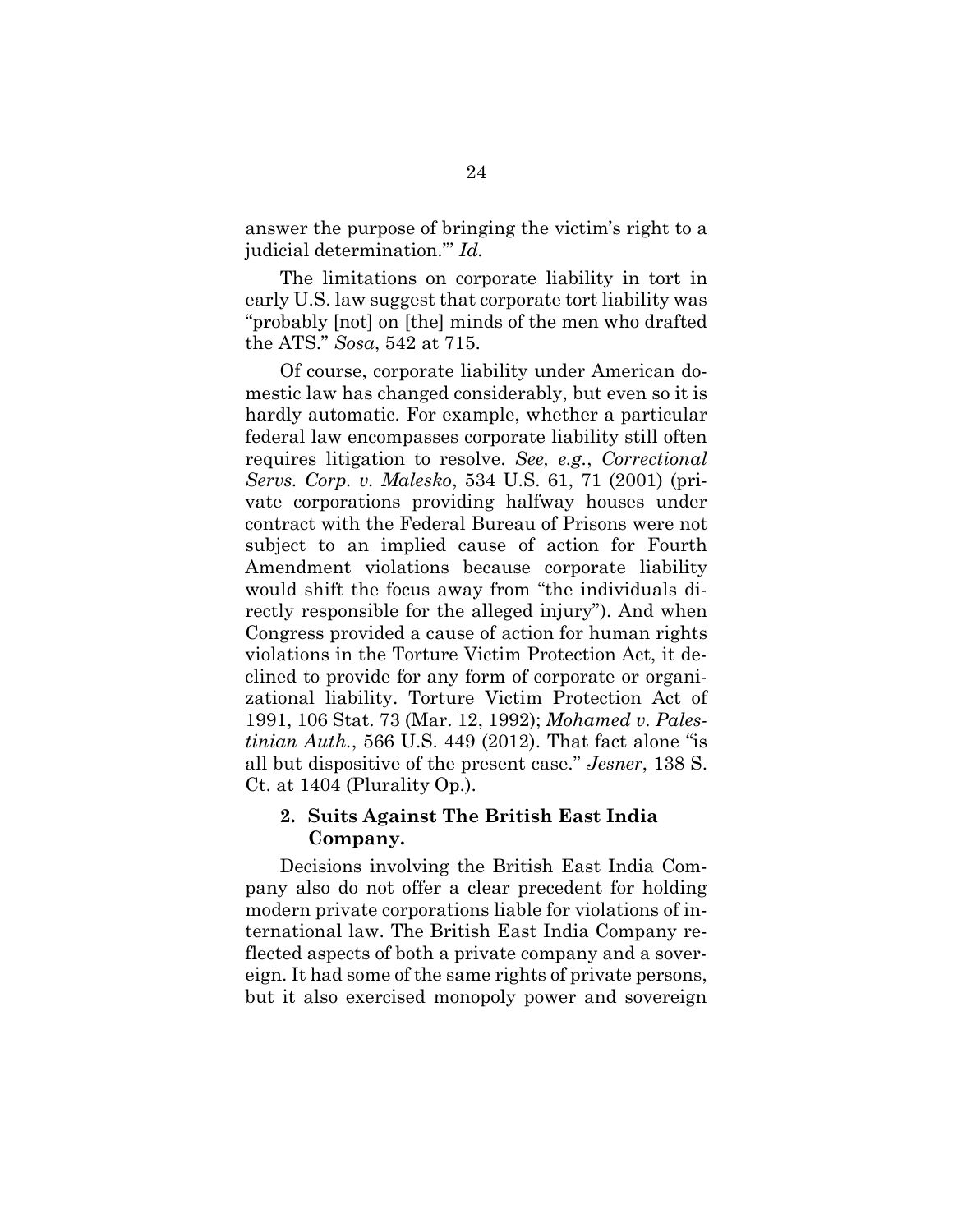answer the purpose of bringing the victim's right to a judicial determination.'" *Id.*

The limitations on corporate liability in tort in early U.S. law suggest that corporate tort liability was "probably [not] on [the] minds of the men who drafted the ATS." *Sosa*, 542 at 715.

Of course, corporate liability under American domestic law has changed considerably, but even so it is hardly automatic. For example, whether a particular federal law encompasses corporate liability still often requires litigation to resolve. *See, e.g.*, *Correctional Servs. Corp. v. Malesko*, 534 U.S. 61, 71 (2001) (private corporations providing halfway houses under contract with the Federal Bureau of Prisons were not subject to an implied cause of action for Fourth Amendment violations because corporate liability would shift the focus away from "the individuals directly responsible for the alleged injury"). And when Congress provided a cause of action for human rights violations in the Torture Victim Protection Act, it declined to provide for any form of corporate or organizational liability. Torture Victim Protection Act of 1991, 106 Stat. 73 (Mar. 12, 1992); *Mohamed v. Palestinian Auth.*, 566 U.S. 449 (2012). That fact alone "is all but dispositive of the present case." *Jesner*, 138 S. Ct. at 1404 (Plurality Op.).

### 2. Suits Against The British East India Company.

Decisions involving the British East India Company also do not offer a clear precedent for holding modern private corporations liable for violations of international law. The British East India Company reflected aspects of both a private company and a sovereign. It had some of the same rights of private persons, but it also exercised monopoly power and sovereign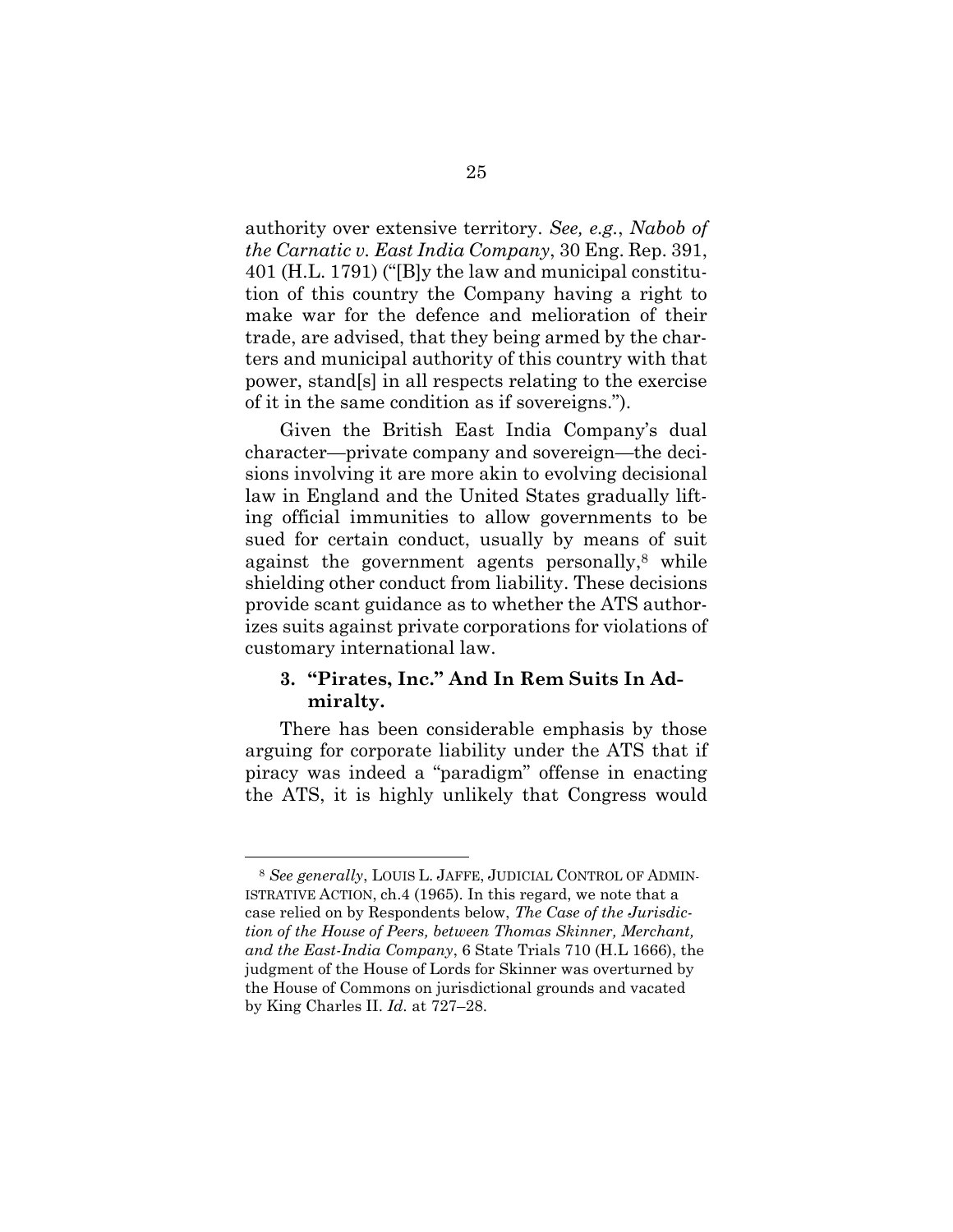authority over extensive territory. *See, e.g.*, *Nabob of the Carnatic v. East India Company*, 30 Eng. Rep. 391, 401 (H.L. 1791) ("[B]y the law and municipal constitution of this country the Company having a right to make war for the defence and melioration of their trade, are advised, that they being armed by the charters and municipal authority of this country with that power, stand[s] in all respects relating to the exercise of it in the same condition as if sovereigns.").

Given the British East India Company's dual character—private company and sovereign—the decisions involving it are more akin to evolving decisional law in England and the United States gradually lifting official immunities to allow governments to be sued for certain conduct, usually by means of suit against the government agents personally,[8] while shielding other conduct from liability. These decisions provide scant guidance as to whether the ATS authorizes suits against private corporations for violations of customary international law.

### 3. "Pirates, Inc." And In Rem Suits In Admiralty.

There has been considerable emphasis by those arguing for corporate liability under the ATS that if piracy was indeed a "paradigm" offense in enacting the ATS, it is highly unlikely that Congress would

---

[8] *See generally*, LOUIS L. JAFFE, JUDICIAL CONTROL OF ADMINISTRATIVE ACTION, ch.4 (1965). In this regard, we note that a case relied on by Respondents below, *The Case of the Jurisdiction of the House of Peers, between Thomas Skinner, Merchant, and the East-India Company*, 6 State Trials 710 (H.L 1666), the judgment of the House of Lords for Skinner was overturned by the House of Commons on jurisdictional grounds and vacated by King Charles II. *Id.* at 727–28.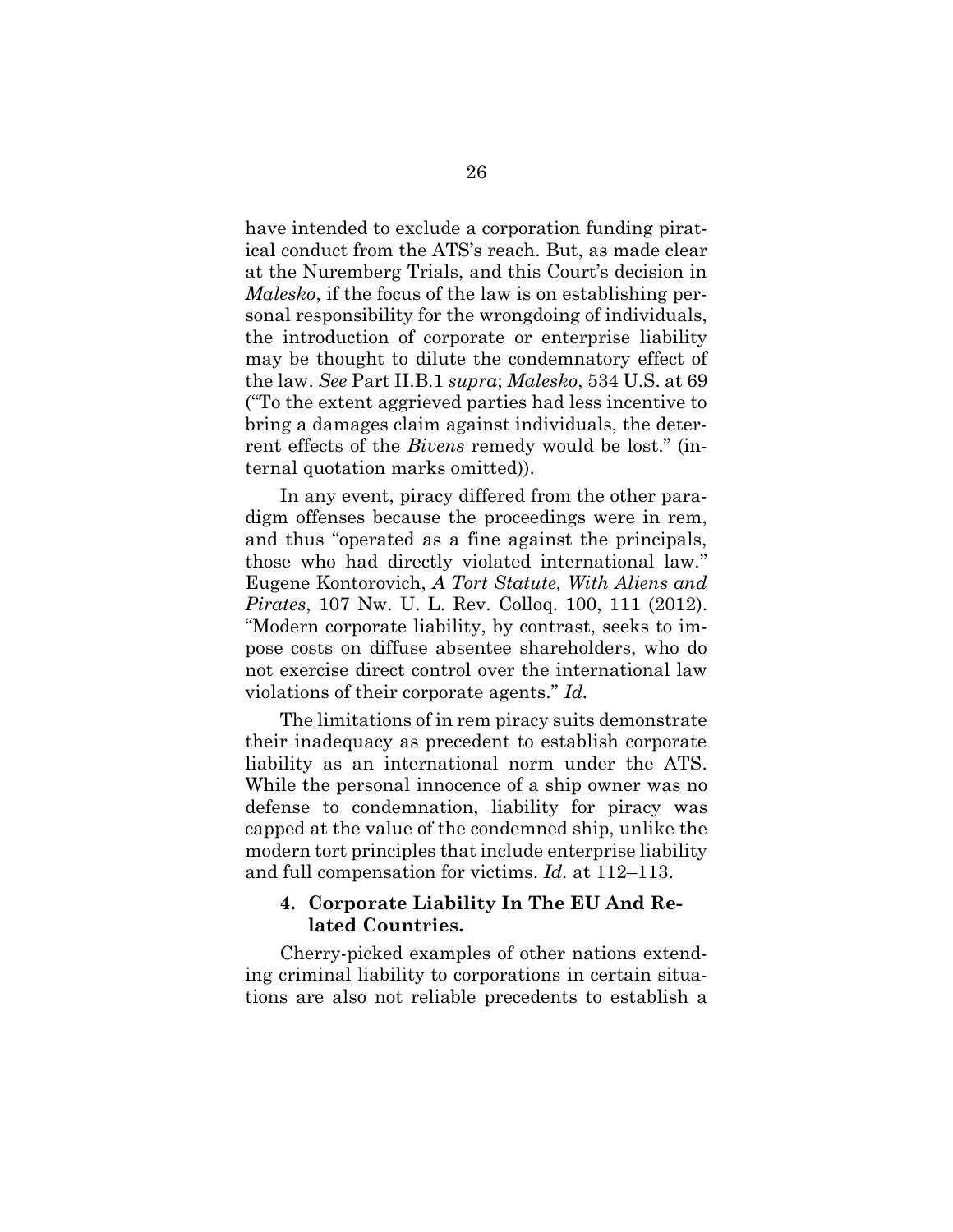have intended to exclude a corporation funding piratical conduct from the ATS's reach. But, as made clear at the Nuremberg Trials, and this Court's decision in *Malesko*, if the focus of the law is on establishing personal responsibility for the wrongdoing of individuals, the introduction of corporate or enterprise liability may be thought to dilute the condemnatory effect of the law. *See* Part II.B.1 *supra*; *Malesko*, 534 U.S. at 69 ("To the extent aggrieved parties had less incentive to bring a damages claim against individuals, the deterrent effects of the *Bivens* remedy would be lost." (internal quotation marks omitted)).

In any event, piracy differed from the other paradigm offenses because the proceedings were in rem, and thus "operated as a fine against the principals, those who had directly violated international law." Eugene Kontorovich, *A Tort Statute, With Aliens and Pirates*, 107 Nw. U. L. Rev. Colloq. 100, 111 (2012). "Modern corporate liability, by contrast, seeks to impose costs on diffuse absentee shareholders, who do not exercise direct control over the international law violations of their corporate agents." *Id.*

The limitations of in rem piracy suits demonstrate their inadequacy as precedent to establish corporate liability as an international norm under the ATS. While the personal innocence of a ship owner was no defense to condemnation, liability for piracy was capped at the value of the condemned ship, unlike the modern tort principles that include enterprise liability and full compensation for victims. *Id.* at 112–113.

#### 4. Corporate Liability In The EU And Related Countries.

Cherry-picked examples of other nations extending criminal liability to corporations in certain situations are also not reliable precedents to establish a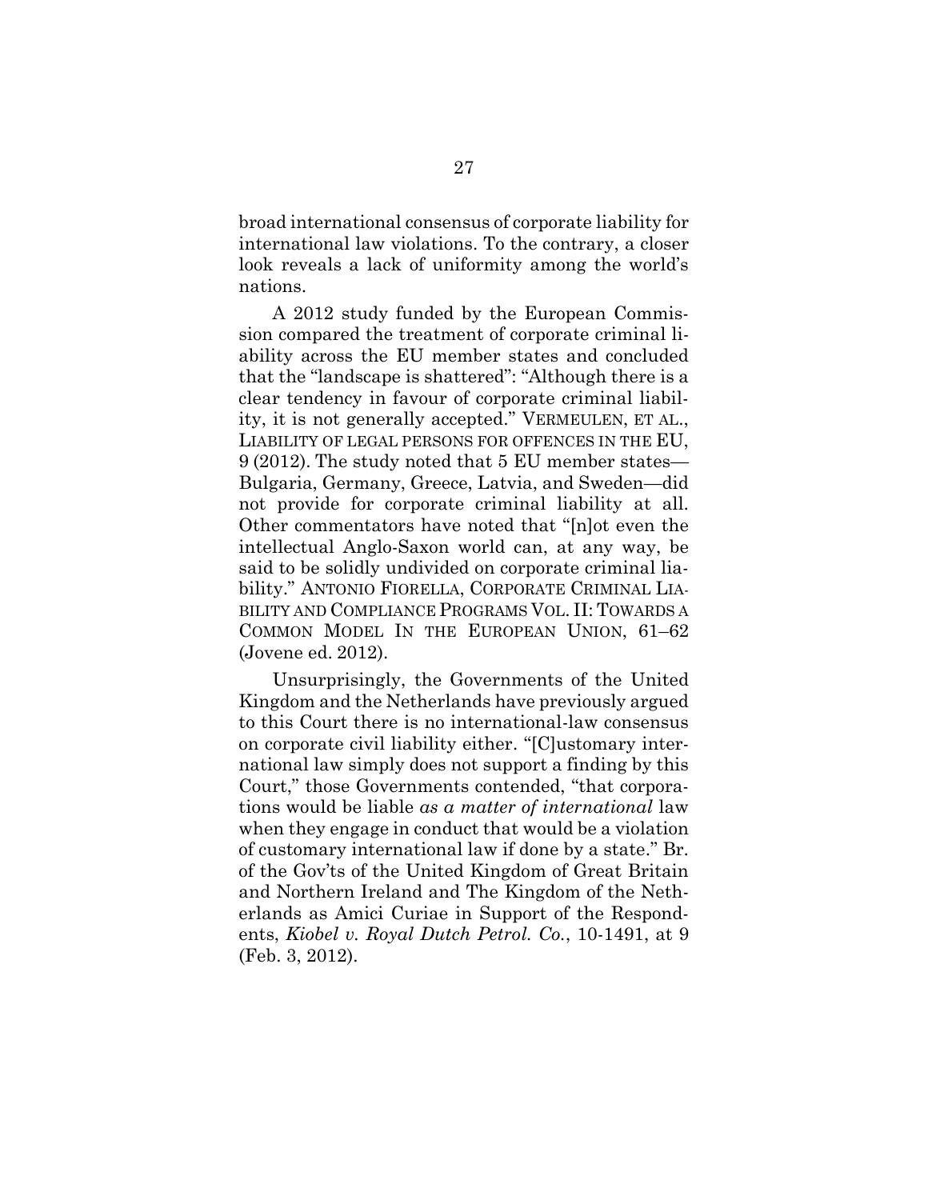broad international consensus of corporate liability for international law violations. To the contrary, a closer look reveals a lack of uniformity among the world's nations.

A 2012 study funded by the European Commission compared the treatment of corporate criminal liability across the EU member states and concluded that the "landscape is shattered": "Although there is a clear tendency in favour of corporate criminal liability, it is not generally accepted." VERMEULEN, ET AL., LIABILITY OF LEGAL PERSONS FOR OFFENCES IN THE EU, 9 (2012). The study noted that 5 EU member states—Bulgaria, Germany, Greece, Latvia, and Sweden—did not provide for corporate criminal liability at all. Other commentators have noted that "[n]ot even the intellectual Anglo-Saxon world can, at any way, be said to be solidly undivided on corporate criminal liability." ANTONIO FIORELLA, CORPORATE CRIMINAL LIABILITY AND COMPLIANCE PROGRAMS VOL. II: TOWARDS A COMMON MODEL IN THE EUROPEAN UNION, 61–62 (Jovene ed. 2012).

Unsurprisingly, the Governments of the United Kingdom and the Netherlands have previously argued to this Court there is no international-law consensus on corporate civil liability either. "[C]ustomary international law simply does not support a finding by this Court," those Governments contended, "that corporations would be liable *as a matter of international* law when they engage in conduct that would be a violation of customary international law if done by a state." Br. of the Gov'ts of the United Kingdom of Great Britain and Northern Ireland and The Kingdom of the Netherlands as Amici Curiae in Support of the Respondents, *Kiobel v. Royal Dutch Petrol. Co.*, 10-1491, at 9 (Feb. 3, 2012).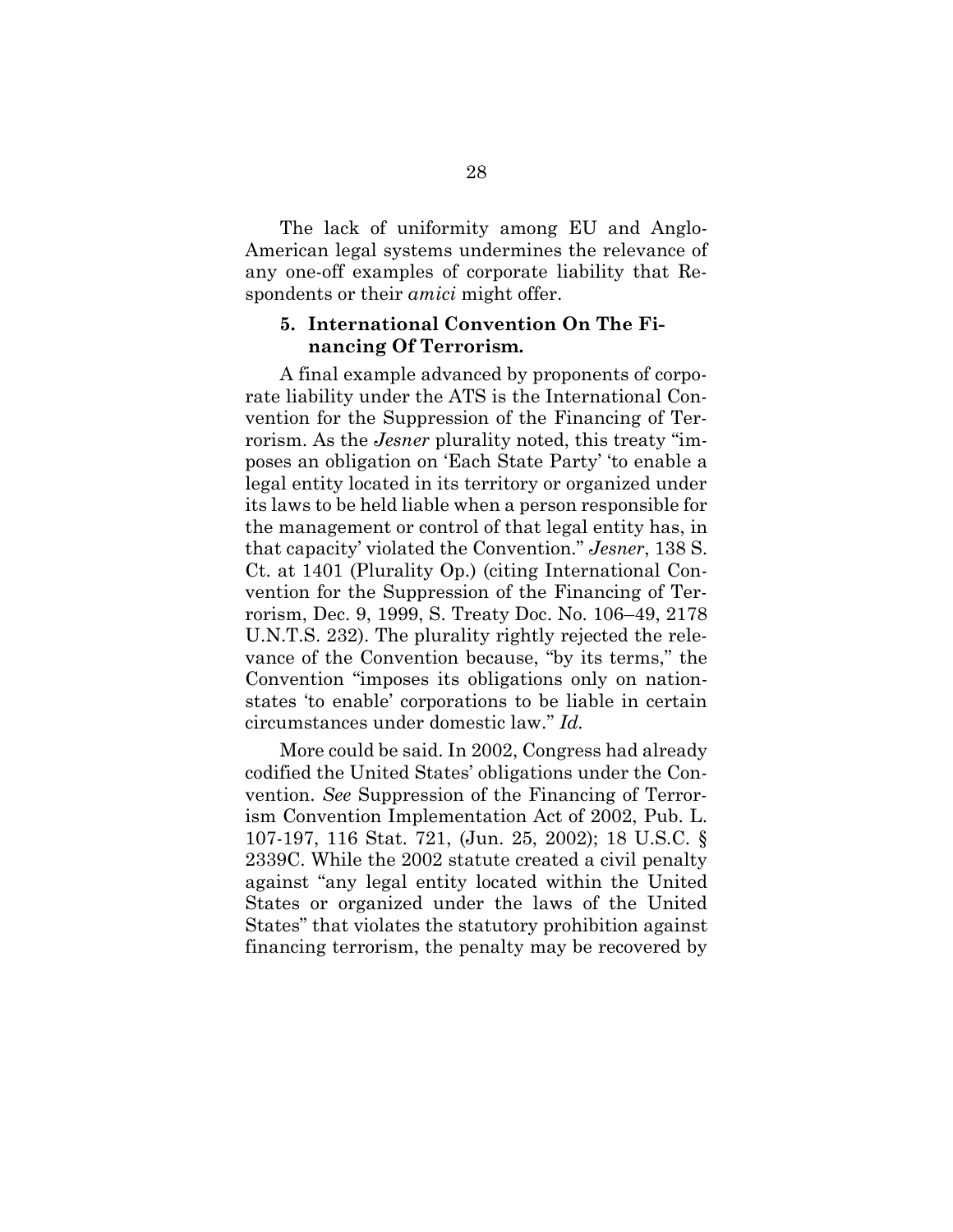The lack of uniformity among EU and Anglo-American legal systems undermines the relevance of any one-off examples of corporate liability that Respondents or their *amici* might offer.

### 5. International Convention On The Financing Of Terrorism.

A final example advanced by proponents of corporate liability under the ATS is the International Convention for the Suppression of the Financing of Terrorism. As the *Jesner* plurality noted, this treaty "imposes an obligation on 'Each State Party' 'to enable a legal entity located in its territory or organized under its laws to be held liable when a person responsible for the management or control of that legal entity has, in that capacity' violated the Convention." *Jesner*, 138 S. Ct. at 1401 (Plurality Op.) (citing International Convention for the Suppression of the Financing of Terrorism, Dec. 9, 1999, S. Treaty Doc. No. 106–49, 2178 U.N.T.S. 232). The plurality rightly rejected the relevance of the Convention because, "by its terms," the Convention "imposes its obligations only on nation-states 'to enable' corporations to be liable in certain circumstances under domestic law." *Id.*

More could be said. In 2002, Congress had already codified the United States' obligations under the Convention. *See* Suppression of the Financing of Terrorism Convention Implementation Act of 2002, Pub. L. 107-197, 116 Stat. 721, (Jun. 25, 2002); 18 U.S.C. § 2339C. While the 2002 statute created a civil penalty against "any legal entity located within the United States or organized under the laws of the United States" that violates the statutory prohibition against financing terrorism, the penalty may be recovered by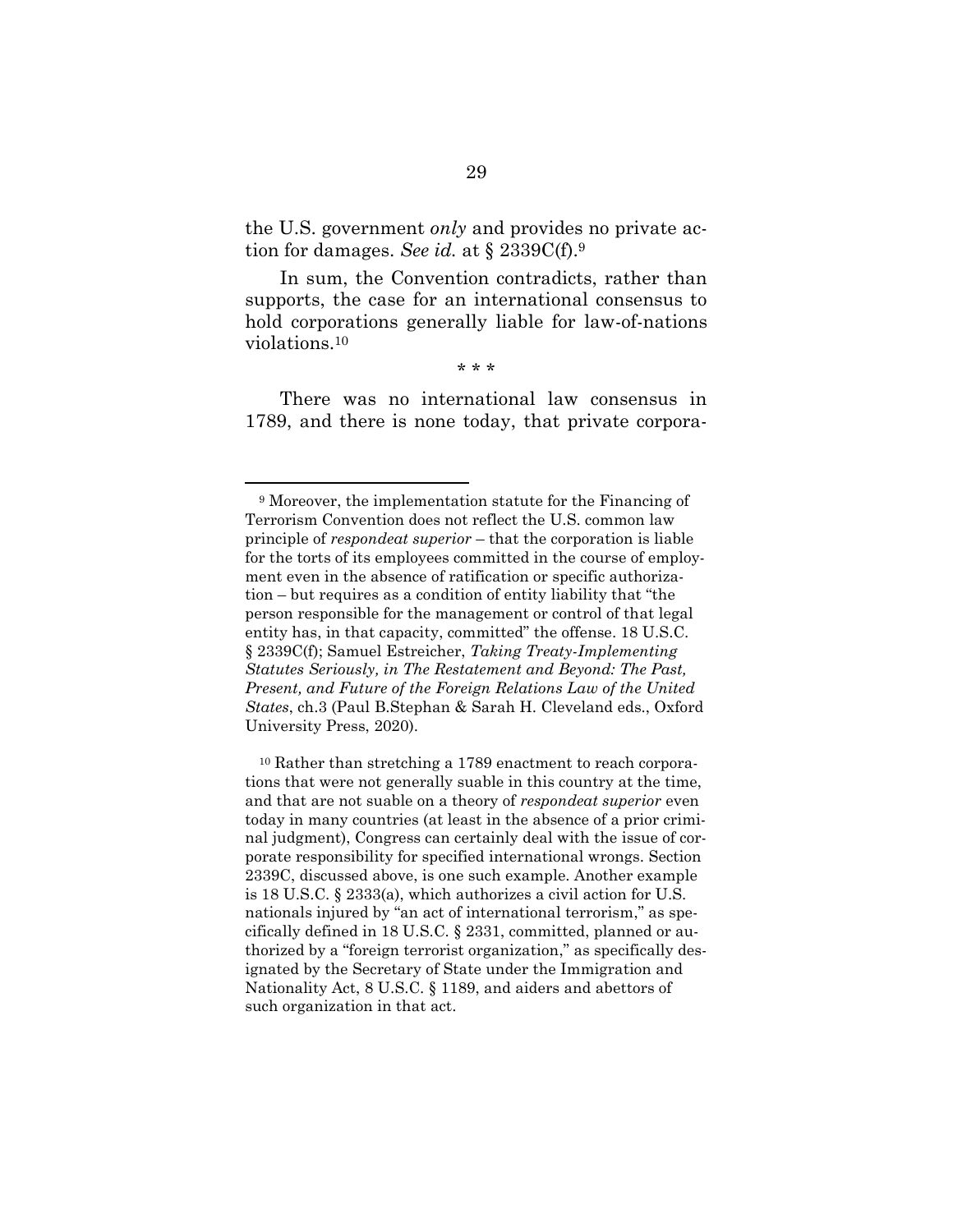the U.S. government *only* and provides no private action for damages. *See id.* at § 2339C(f).[9]

In sum, the Convention contradicts, rather than supports, the case for an international consensus to hold corporations generally liable for law-of-nations violations.[10]

\* \* \*

There was no international law consensus in 1789, and there is none today, that private corpora-

---

[9] Moreover, the implementation statute for the Financing of Terrorism Convention does not reflect the U.S. common law principle of *respondeat superior* – that the corporation is liable for the torts of its employees committed in the course of employment even in the absence of ratification or specific authorization – but requires as a condition of entity liability that "the person responsible for the management or control of that legal entity has, in that capacity, committed" the offense. 18 U.S.C. § 2339C(f); Samuel Estreicher, *Taking Treaty-Implementing Statutes Seriously, in The Restatement and Beyond: The Past, Present, and Future of the Foreign Relations Law of the United States*, ch.3 (Paul B.Stephan & Sarah H. Cleveland eds., Oxford University Press, 2020).

[10] Rather than stretching a 1789 enactment to reach corporations that were not generally suable in this country at the time, and that are not suable on a theory of *respondeat superior* even today in many countries (at least in the absence of a prior criminal judgment), Congress can certainly deal with the issue of corporate responsibility for specified international wrongs. Section 2339C, discussed above, is one such example. Another example is 18 U.S.C. § 2333(a), which authorizes a civil action for U.S. nationals injured by "an act of international terrorism," as specifically defined in 18 U.S.C. § 2331, committed, planned or authorized by a "foreign terrorist organization," as specifically designated by the Secretary of State under the Immigration and Nationality Act, 8 U.S.C. § 1189, and aiders and abettors of such organization in that act.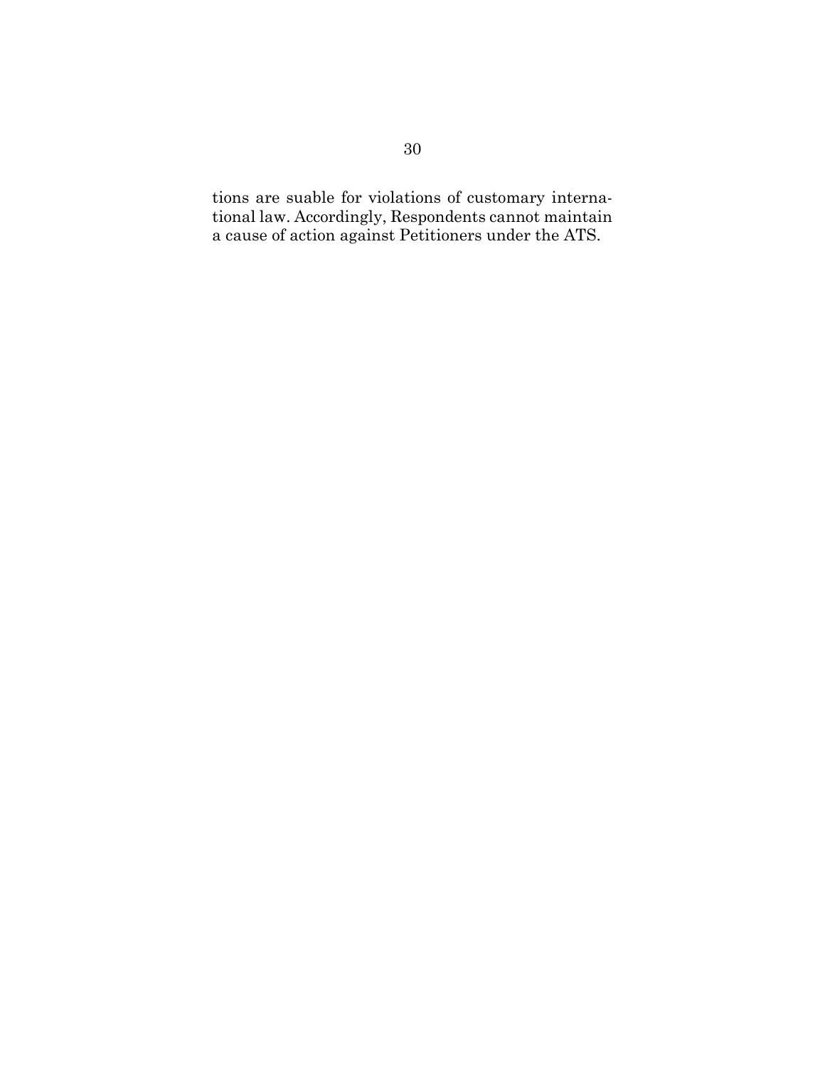tions are suable for violations of customary international law. Accordingly, Respondents cannot maintain a cause of action against Petitioners under the ATS.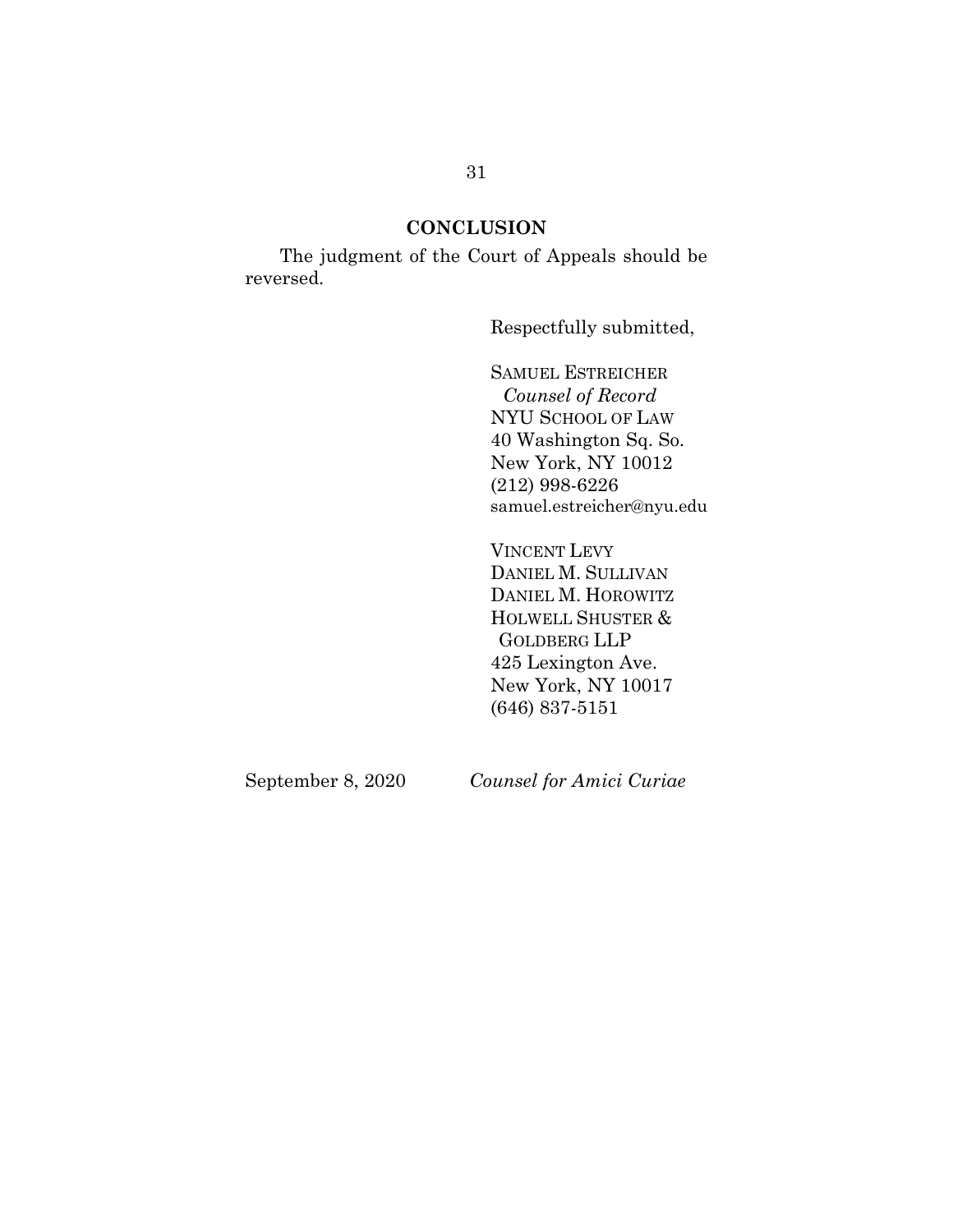## CONCLUSION

The judgment of the Court of Appeals should be reversed.

Respectfully submitted,

SAMUEL ESTREICHER
*Counsel of Record*
NYU SCHOOL OF LAW
40 Washington Sq. So.
New York, NY 10012
(212) 998-6226
samuel.estreicher@nyu.edu

VINCENT LEVY
DANIEL M. SULLIVAN
DANIEL M. HOROWITZ
HOLWELL SHUSTER &
GOLDBERG LLP
425 Lexington Ave.
New York, NY 10017
(646) 837-5151

September 8, 2020

*Counsel for Amici Curiae*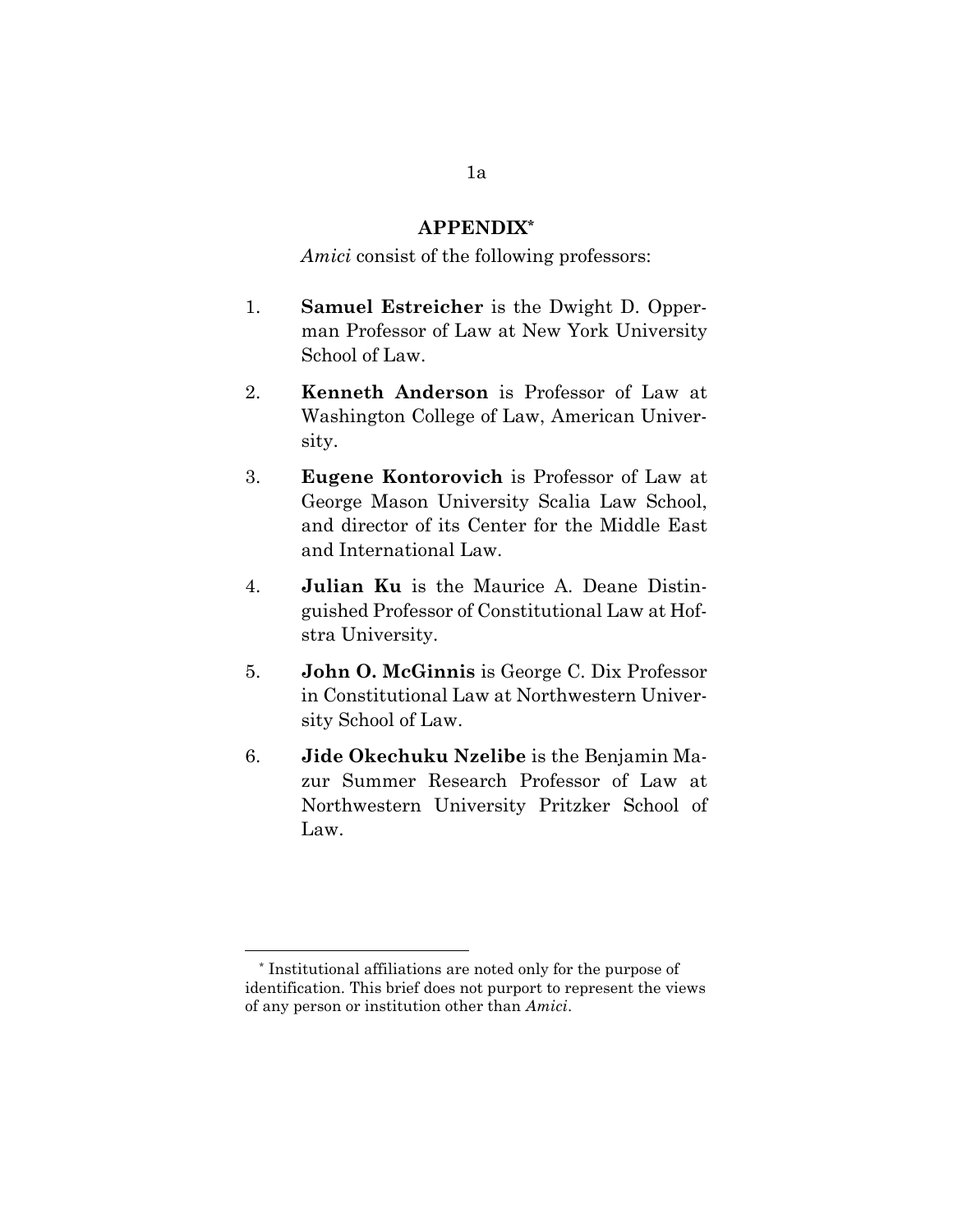## APPENDIX*

*Amici* consist of the following professors:

1. **Samuel Estreicher** is the Dwight D. Opperman Professor of Law at New York University School of Law.

2. **Kenneth Anderson** is Professor of Law at Washington College of Law, American University.

3. **Eugene Kontorovich** is Professor of Law at George Mason University Scalia Law School, and director of its Center for the Middle East and International Law.

4. **Julian Ku** is the Maurice A. Deane Distinguished Professor of Constitutional Law at Hofstra University.

5. **John O. McGinnis** is George C. Dix Professor in Constitutional Law at Northwestern University School of Law.

6. **Jide Okechuku Nzelibe** is the Benjamin Mazur Summer Research Professor of Law at Northwestern University Pritzker School of Law.

---

* Institutional affiliations are noted only for the purpose of identification. This brief does not purport to represent the views of any person or institution other than *Amici*.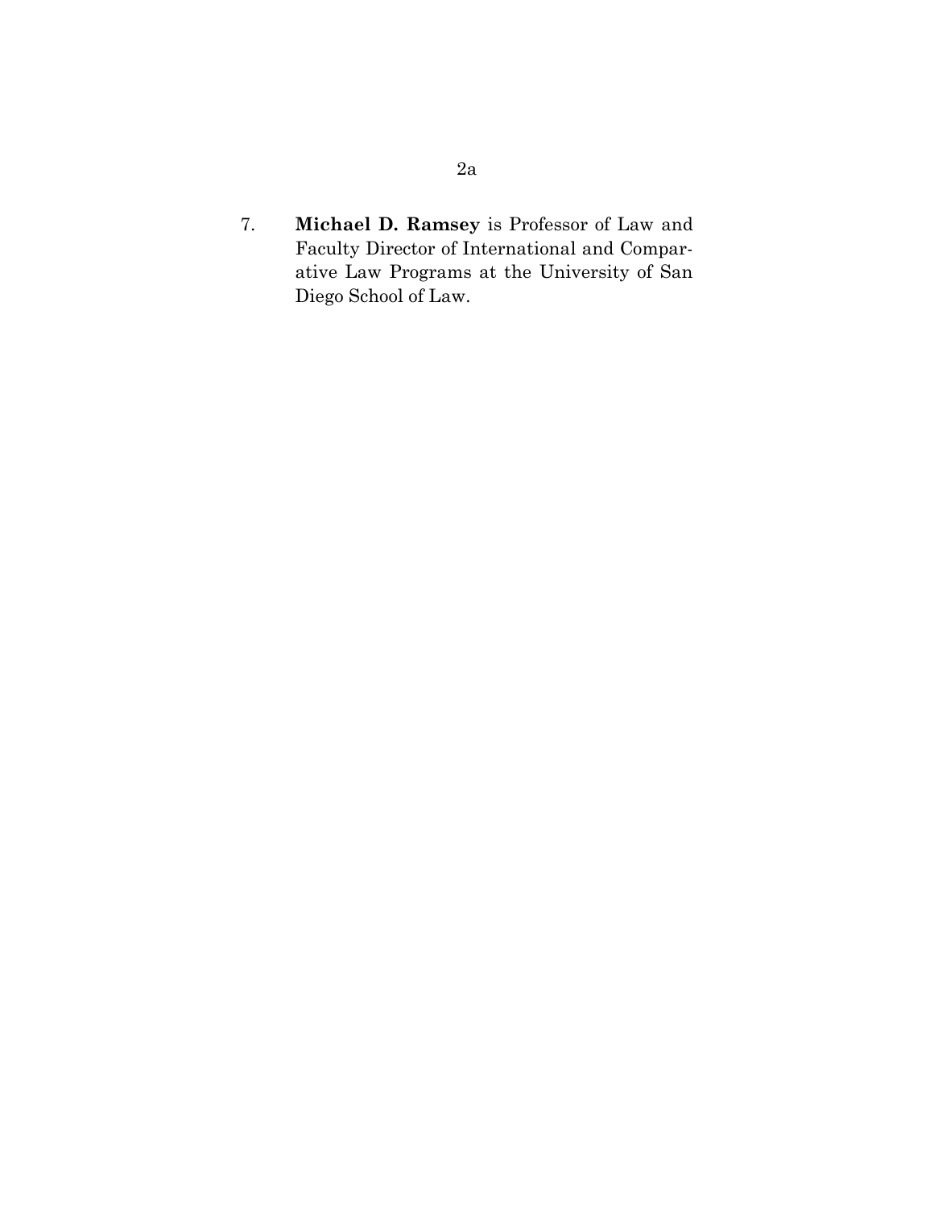7. **Michael D. Ramsey** is Professor of Law and Faculty Director of International and Comparative Law Programs at the University of San Diego School of Law.